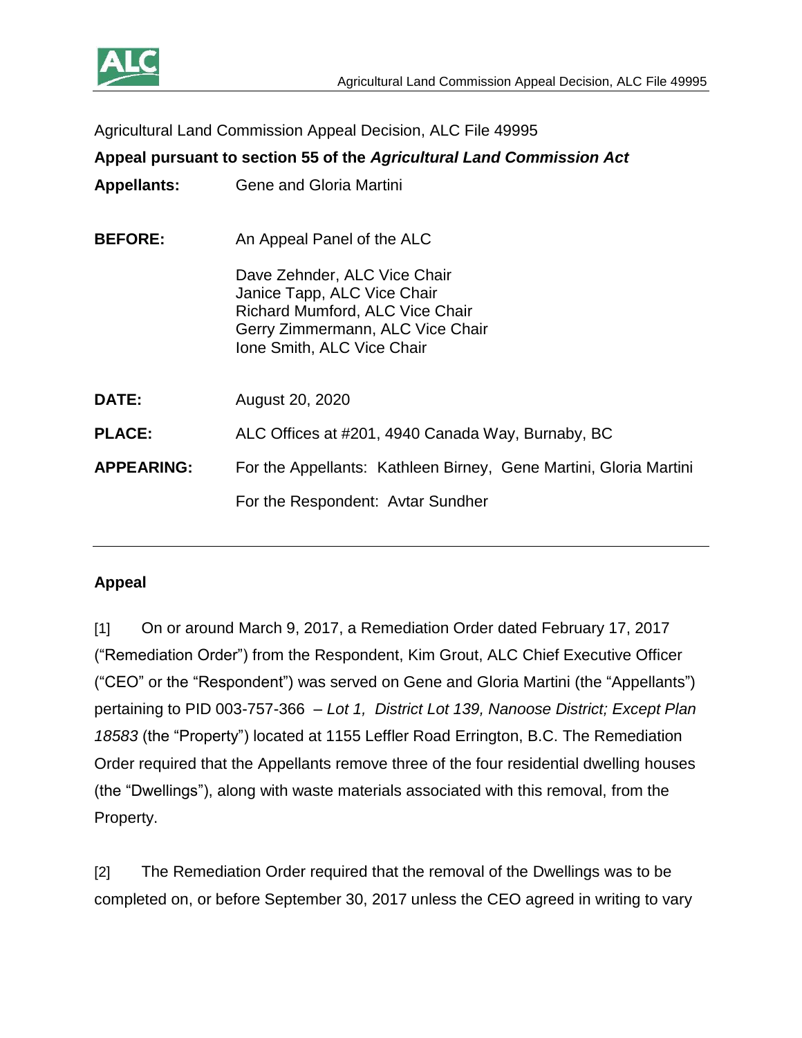Agricultural Land Commission Appeal Decision, ALC File 49995

**Appeal pursuant to section 55 of the *Agricultural Land Commission Act***

**Appellants:** Gene and Gloria Martini

**BEFORE:** An Appeal Panel of the ALC

Dave Zehnder, ALC Vice Chair
Janice Tapp, ALC Vice Chair
Richard Mumford, ALC Vice Chair
Gerry Zimmermann, ALC Vice Chair
Ione Smith, ALC Vice Chair

**DATE:** August 20, 2020

**PLACE:** ALC Offices at #201, 4940 Canada Way, Burnaby, BC

**APPEARING:** For the Appellants: Kathleen Birney, Gene Martini, Gloria Martini

For the Respondent: Avtar Sundher

---

## Appeal

[1] On or around March 9, 2017, a Remediation Order dated February 17, 2017 ("Remediation Order") from the Respondent, Kim Grout, ALC Chief Executive Officer ("CEO" or the "Respondent") was served on Gene and Gloria Martini (the "Appellants") pertaining to PID 003-757-366 – *Lot 1, District Lot 139, Nanoose District; Except Plan 18583* (the "Property") located at 1155 Leffler Road Errington, B.C. The Remediation Order required that the Appellants remove three of the four residential dwelling houses (the "Dwellings"), along with waste materials associated with this removal, from the Property.

[2] The Remediation Order required that the removal of the Dwellings was to be completed on, or before September 30, 2017 unless the CEO agreed in writing to vary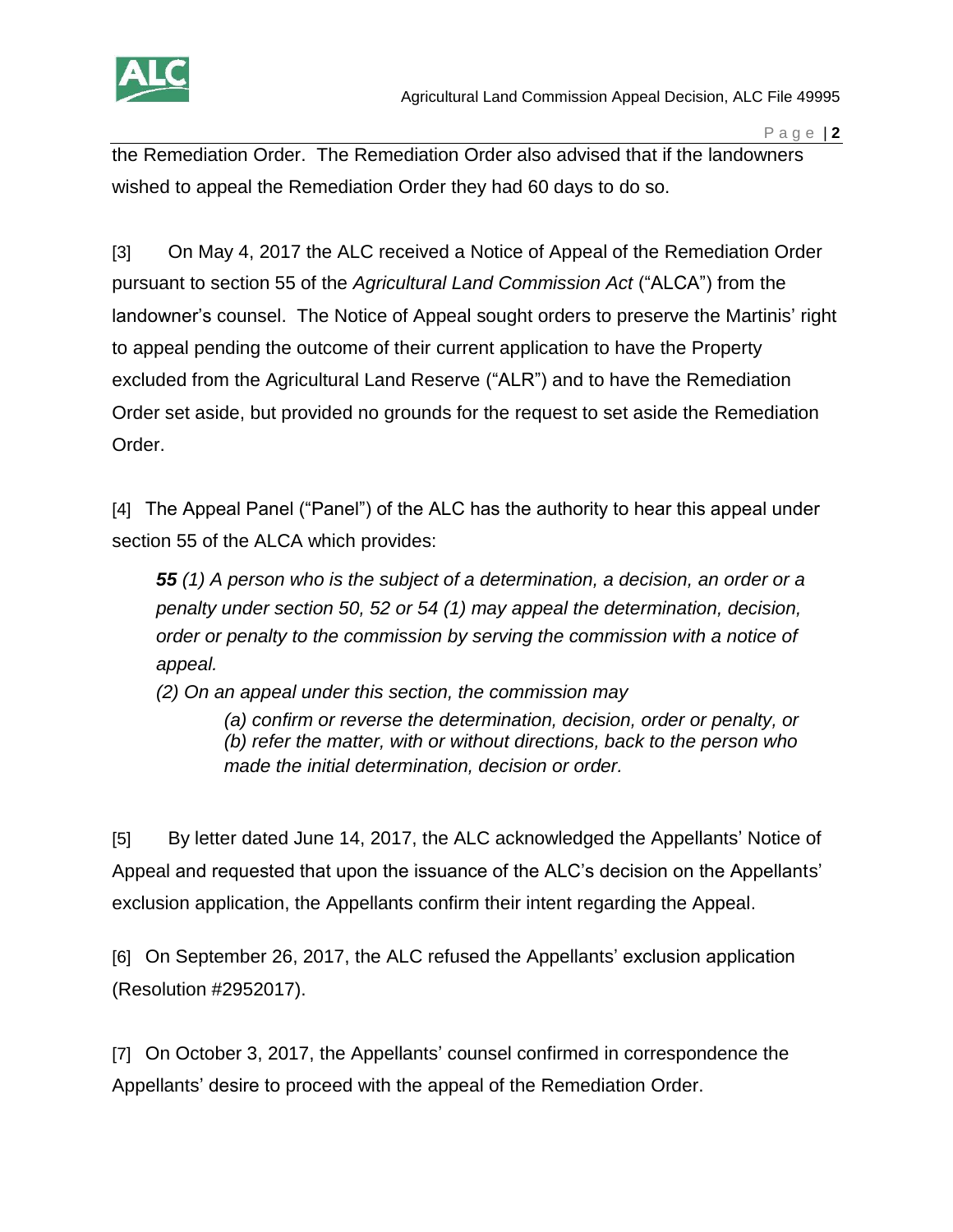the Remediation Order. The Remediation Order also advised that if the landowners wished to appeal the Remediation Order they had 60 days to do so.

[3] On May 4, 2017 the ALC received a Notice of Appeal of the Remediation Order pursuant to section 55 of the *Agricultural Land Commission Act* ("ALCA") from the landowner's counsel. The Notice of Appeal sought orders to preserve the Martinis' right to appeal pending the outcome of their current application to have the Property excluded from the Agricultural Land Reserve ("ALR") and to have the Remediation Order set aside, but provided no grounds for the request to set aside the Remediation Order.

[4] The Appeal Panel ("Panel") of the ALC has the authority to hear this appeal under section 55 of the ALCA which provides:

> ***55*** *(1) A person who is the subject of a determination, a decision, an order or a penalty under section 50, 52 or 54 (1) may appeal the determination, decision, order or penalty to the commission by serving the commission with a notice of appeal.*
>
> *(2) On an appeal under this section, the commission may*
>
> > *(a) confirm or reverse the determination, decision, order or penalty, or*
> > *(b) refer the matter, with or without directions, back to the person who made the initial determination, decision or order.*

[5] By letter dated June 14, 2017, the ALC acknowledged the Appellants' Notice of Appeal and requested that upon the issuance of the ALC's decision on the Appellants' exclusion application, the Appellants confirm their intent regarding the Appeal.

[6] On September 26, 2017, the ALC refused the Appellants' exclusion application (Resolution #2952017).

[7] On October 3, 2017, the Appellants' counsel confirmed in correspondence the Appellants' desire to proceed with the appeal of the Remediation Order.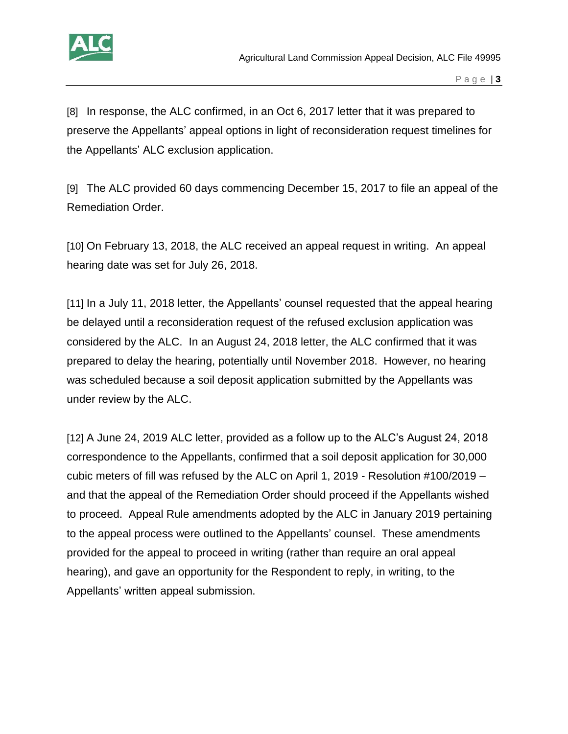[8] In response, the ALC confirmed, in an Oct 6, 2017 letter that it was prepared to preserve the Appellants' appeal options in light of reconsideration request timelines for the Appellants' ALC exclusion application.

[9] The ALC provided 60 days commencing December 15, 2017 to file an appeal of the Remediation Order.

[10] On February 13, 2018, the ALC received an appeal request in writing. An appeal hearing date was set for July 26, 2018.

[11] In a July 11, 2018 letter, the Appellants' counsel requested that the appeal hearing be delayed until a reconsideration request of the refused exclusion application was considered by the ALC. In an August 24, 2018 letter, the ALC confirmed that it was prepared to delay the hearing, potentially until November 2018. However, no hearing was scheduled because a soil deposit application submitted by the Appellants was under review by the ALC.

[12] A June 24, 2019 ALC letter, provided as a follow up to the ALC's August 24, 2018 correspondence to the Appellants, confirmed that a soil deposit application for 30,000 cubic meters of fill was refused by the ALC on April 1, 2019 - Resolution #100/2019 – and that the appeal of the Remediation Order should proceed if the Appellants wished to proceed. Appeal Rule amendments adopted by the ALC in January 2019 pertaining to the appeal process were outlined to the Appellants' counsel. These amendments provided for the appeal to proceed in writing (rather than require an oral appeal hearing), and gave an opportunity for the Respondent to reply, in writing, to the Appellants' written appeal submission.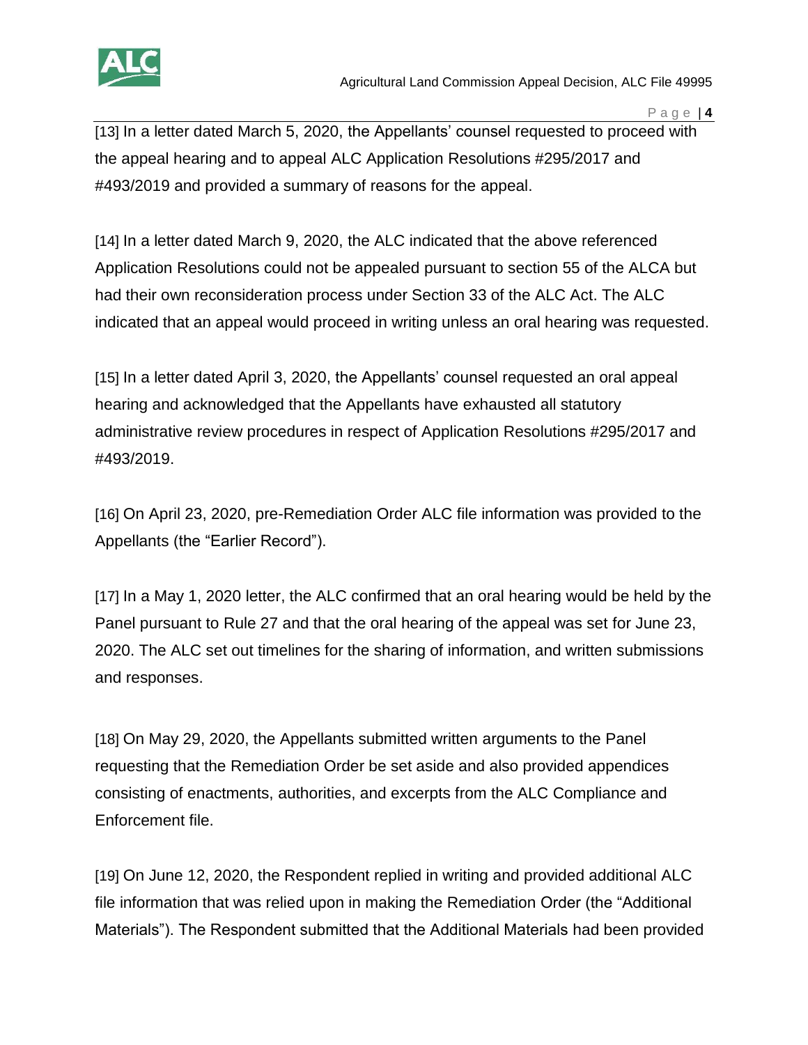[13] In a letter dated March 5, 2020, the Appellants' counsel requested to proceed with the appeal hearing and to appeal ALC Application Resolutions #295/2017 and #493/2019 and provided a summary of reasons for the appeal.

[14] In a letter dated March 9, 2020, the ALC indicated that the above referenced Application Resolutions could not be appealed pursuant to section 55 of the ALCA but had their own reconsideration process under Section 33 of the ALC Act. The ALC indicated that an appeal would proceed in writing unless an oral hearing was requested.

[15] In a letter dated April 3, 2020, the Appellants' counsel requested an oral appeal hearing and acknowledged that the Appellants have exhausted all statutory administrative review procedures in respect of Application Resolutions #295/2017 and #493/2019.

[16] On April 23, 2020, pre-Remediation Order ALC file information was provided to the Appellants (the "Earlier Record").

[17] In a May 1, 2020 letter, the ALC confirmed that an oral hearing would be held by the Panel pursuant to Rule 27 and that the oral hearing of the appeal was set for June 23, 2020. The ALC set out timelines for the sharing of information, and written submissions and responses.

[18] On May 29, 2020, the Appellants submitted written arguments to the Panel requesting that the Remediation Order be set aside and also provided appendices consisting of enactments, authorities, and excerpts from the ALC Compliance and Enforcement file.

[19] On June 12, 2020, the Respondent replied in writing and provided additional ALC file information that was relied upon in making the Remediation Order (the "Additional Materials"). The Respondent submitted that the Additional Materials had been provided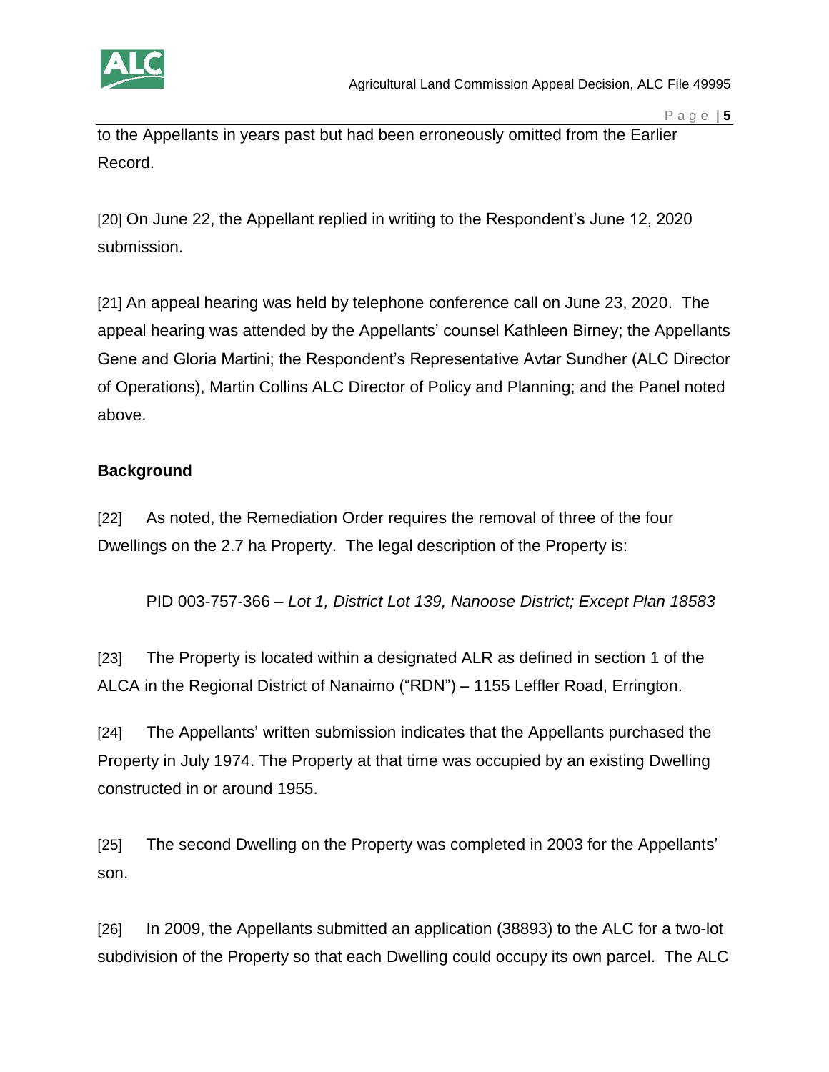to the Appellants in years past but had been erroneously omitted from the Earlier Record.

[20] On June 22, the Appellant replied in writing to the Respondent's June 12, 2020 submission.

[21] An appeal hearing was held by telephone conference call on June 23, 2020. The appeal hearing was attended by the Appellants' counsel Kathleen Birney; the Appellants Gene and Gloria Martini; the Respondent's Representative Avtar Sundher (ALC Director of Operations), Martin Collins ALC Director of Policy and Planning; and the Panel noted above.

**Background**

[22] As noted, the Remediation Order requires the removal of three of the four Dwellings on the 2.7 ha Property. The legal description of the Property is:

> PID 003-757-366 – *Lot 1, District Lot 139, Nanoose District; Except Plan 18583*

[23] The Property is located within a designated ALR as defined in section 1 of the ALCA in the Regional District of Nanaimo ("RDN") – 1155 Leffler Road, Errington.

[24] The Appellants' written submission indicates that the Appellants purchased the Property in July 1974. The Property at that time was occupied by an existing Dwelling constructed in or around 1955.

[25] The second Dwelling on the Property was completed in 2003 for the Appellants' son.

[26] In 2009, the Appellants submitted an application (38893) to the ALC for a two-lot subdivision of the Property so that each Dwelling could occupy its own parcel. The ALC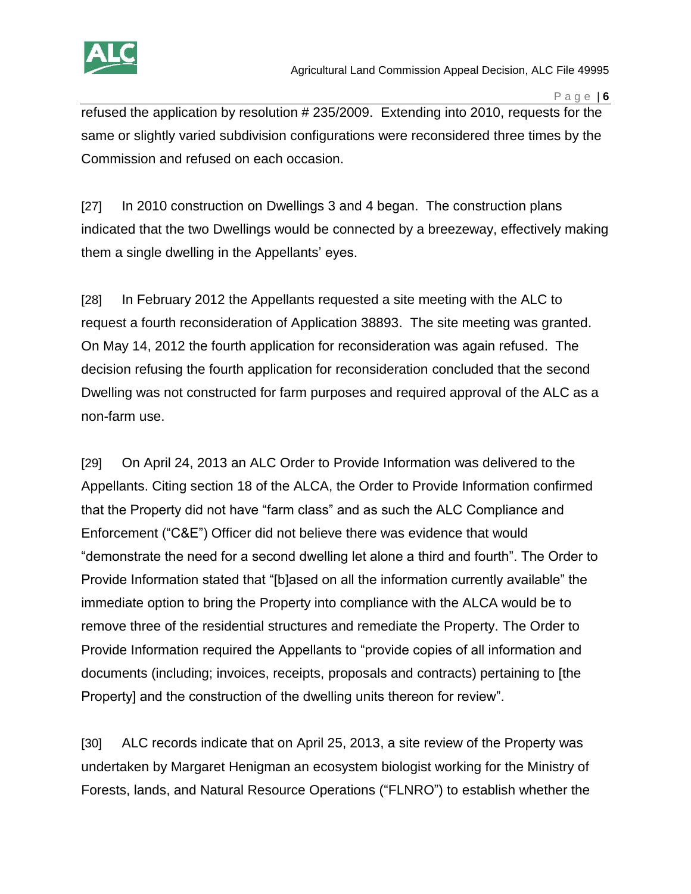refused the application by resolution # 235/2009. Extending into 2010, requests for the same or slightly varied subdivision configurations were reconsidered three times by the Commission and refused on each occasion.

[27] In 2010 construction on Dwellings 3 and 4 began. The construction plans indicated that the two Dwellings would be connected by a breezeway, effectively making them a single dwelling in the Appellants' eyes.

[28] In February 2012 the Appellants requested a site meeting with the ALC to request a fourth reconsideration of Application 38893. The site meeting was granted. On May 14, 2012 the fourth application for reconsideration was again refused. The decision refusing the fourth application for reconsideration concluded that the second Dwelling was not constructed for farm purposes and required approval of the ALC as a non-farm use.

[29] On April 24, 2013 an ALC Order to Provide Information was delivered to the Appellants. Citing section 18 of the ALCA, the Order to Provide Information confirmed that the Property did not have "farm class" and as such the ALC Compliance and Enforcement ("C&E") Officer did not believe there was evidence that would "demonstrate the need for a second dwelling let alone a third and fourth". The Order to Provide Information stated that "[b]ased on all the information currently available" the immediate option to bring the Property into compliance with the ALCA would be to remove three of the residential structures and remediate the Property. The Order to Provide Information required the Appellants to "provide copies of all information and documents (including; invoices, receipts, proposals and contracts) pertaining to [the Property] and the construction of the dwelling units thereon for review".

[30] ALC records indicate that on April 25, 2013, a site review of the Property was undertaken by Margaret Henigman an ecosystem biologist working for the Ministry of Forests, lands, and Natural Resource Operations ("FLNRO") to establish whether the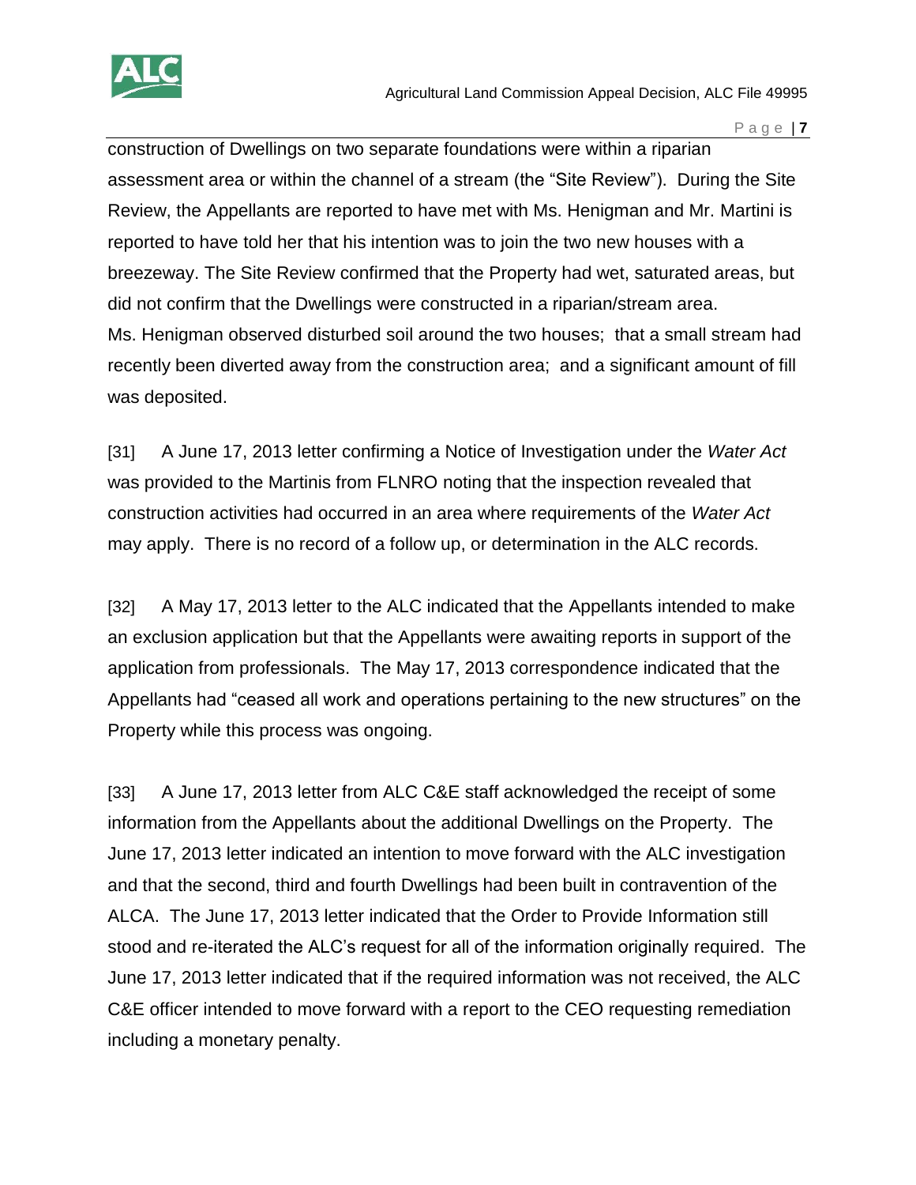construction of Dwellings on two separate foundations were within a riparian assessment area or within the channel of a stream (the "Site Review"). During the Site Review, the Appellants are reported to have met with Ms. Henigman and Mr. Martini is reported to have told her that his intention was to join the two new houses with a breezeway. The Site Review confirmed that the Property had wet, saturated areas, but did not confirm that the Dwellings were constructed in a riparian/stream area. Ms. Henigman observed disturbed soil around the two houses; that a small stream had recently been diverted away from the construction area; and a significant amount of fill was deposited.

[31] A June 17, 2013 letter confirming a Notice of Investigation under the *Water Act* was provided to the Martinis from FLNRO noting that the inspection revealed that construction activities had occurred in an area where requirements of the *Water Act* may apply. There is no record of a follow up, or determination in the ALC records.

[32] A May 17, 2013 letter to the ALC indicated that the Appellants intended to make an exclusion application but that the Appellants were awaiting reports in support of the application from professionals. The May 17, 2013 correspondence indicated that the Appellants had "ceased all work and operations pertaining to the new structures" on the Property while this process was ongoing.

[33] A June 17, 2013 letter from ALC C&E staff acknowledged the receipt of some information from the Appellants about the additional Dwellings on the Property. The June 17, 2013 letter indicated an intention to move forward with the ALC investigation and that the second, third and fourth Dwellings had been built in contravention of the ALCA. The June 17, 2013 letter indicated that the Order to Provide Information still stood and re-iterated the ALC's request for all of the information originally required. The June 17, 2013 letter indicated that if the required information was not received, the ALC C&E officer intended to move forward with a report to the CEO requesting remediation including a monetary penalty.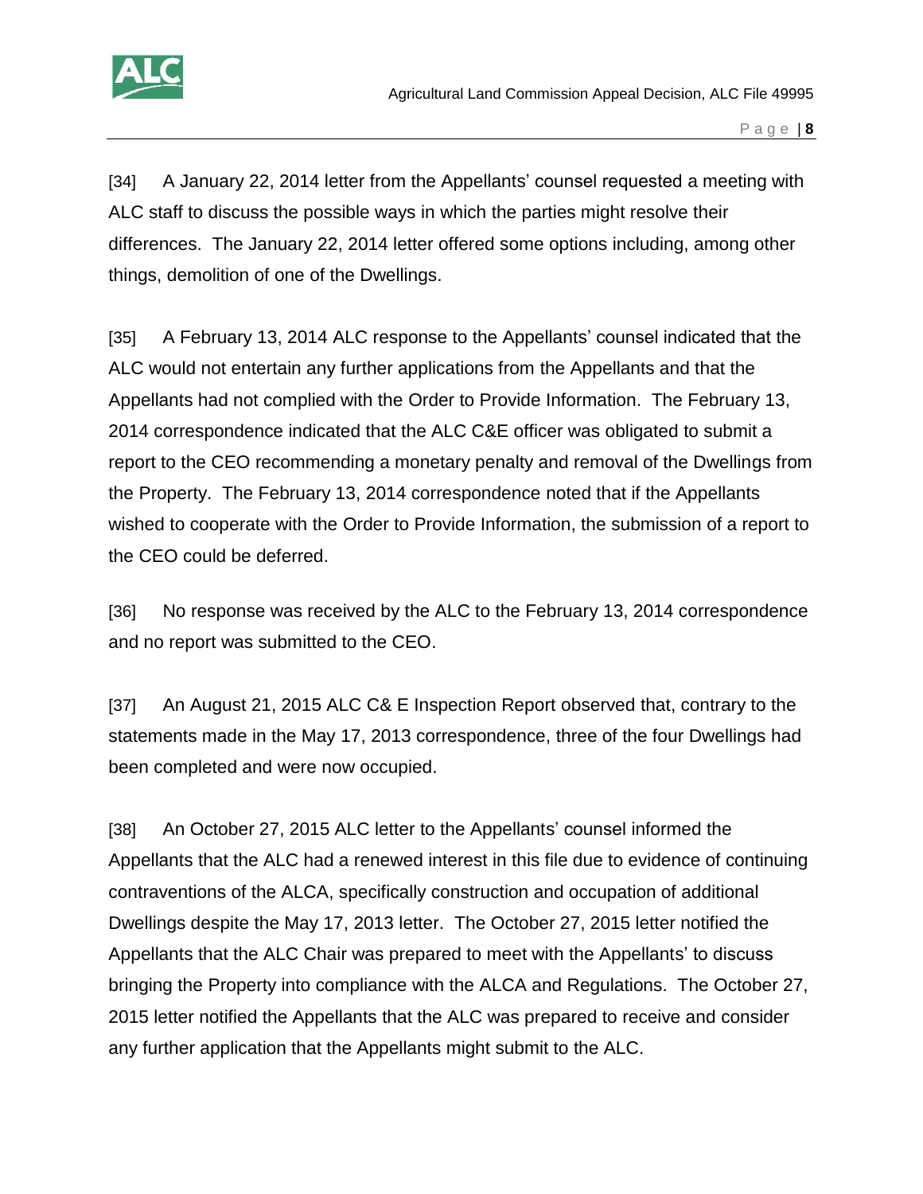[34] A January 22, 2014 letter from the Appellants' counsel requested a meeting with ALC staff to discuss the possible ways in which the parties might resolve their differences. The January 22, 2014 letter offered some options including, among other things, demolition of one of the Dwellings.

[35] A February 13, 2014 ALC response to the Appellants' counsel indicated that the ALC would not entertain any further applications from the Appellants and that the Appellants had not complied with the Order to Provide Information. The February 13, 2014 correspondence indicated that the ALC C&E officer was obligated to submit a report to the CEO recommending a monetary penalty and removal of the Dwellings from the Property. The February 13, 2014 correspondence noted that if the Appellants wished to cooperate with the Order to Provide Information, the submission of a report to the CEO could be deferred.

[36] No response was received by the ALC to the February 13, 2014 correspondence and no report was submitted to the CEO.

[37] An August 21, 2015 ALC C& E Inspection Report observed that, contrary to the statements made in the May 17, 2013 correspondence, three of the four Dwellings had been completed and were now occupied.

[38] An October 27, 2015 ALC letter to the Appellants' counsel informed the Appellants that the ALC had a renewed interest in this file due to evidence of continuing contraventions of the ALCA, specifically construction and occupation of additional Dwellings despite the May 17, 2013 letter. The October 27, 2015 letter notified the Appellants that the ALC Chair was prepared to meet with the Appellants' to discuss bringing the Property into compliance with the ALCA and Regulations. The October 27, 2015 letter notified the Appellants that the ALC was prepared to receive and consider any further application that the Appellants might submit to the ALC.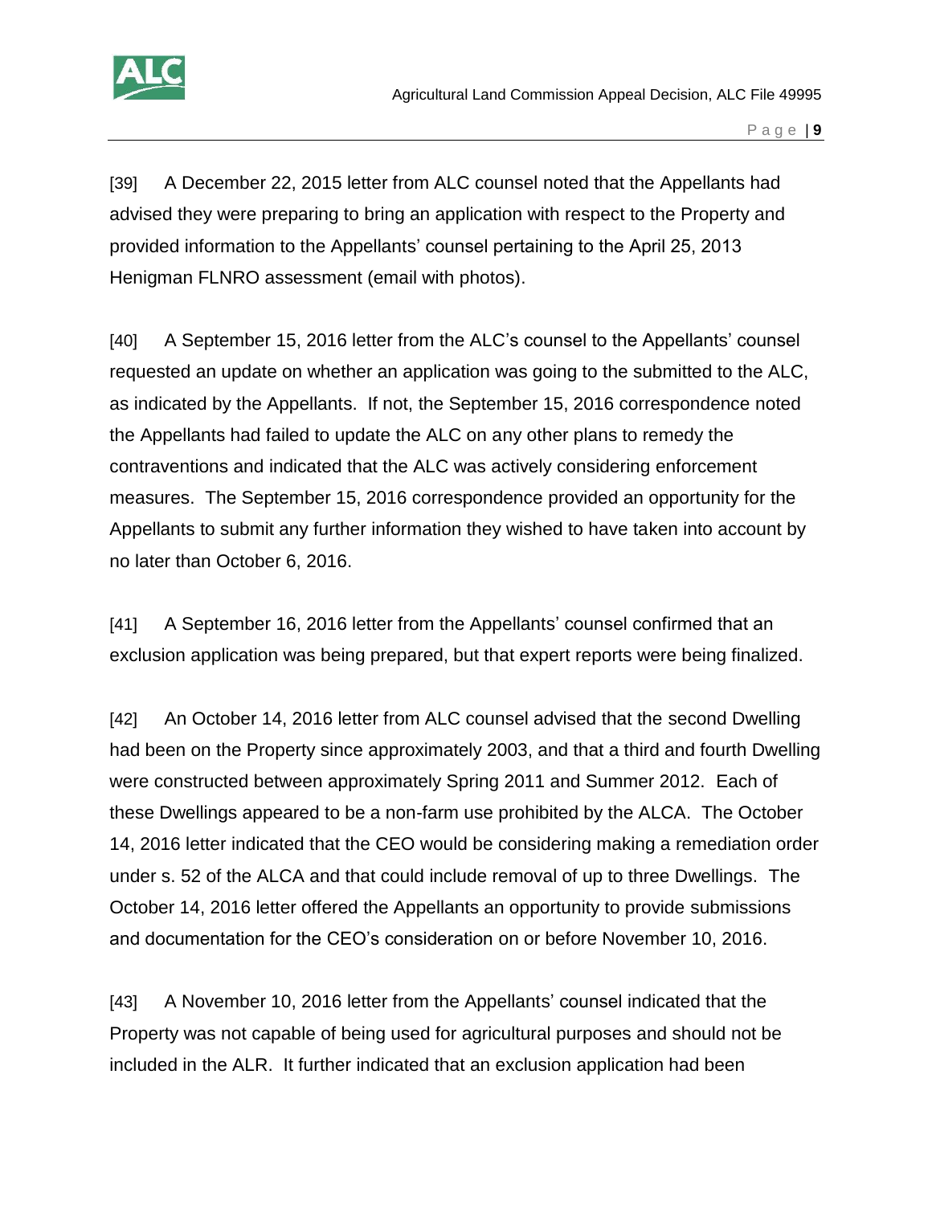[39] A December 22, 2015 letter from ALC counsel noted that the Appellants had advised they were preparing to bring an application with respect to the Property and provided information to the Appellants' counsel pertaining to the April 25, 2013 Henigman FLNRO assessment (email with photos).

[40] A September 15, 2016 letter from the ALC's counsel to the Appellants' counsel requested an update on whether an application was going to the submitted to the ALC, as indicated by the Appellants. If not, the September 15, 2016 correspondence noted the Appellants had failed to update the ALC on any other plans to remedy the contraventions and indicated that the ALC was actively considering enforcement measures. The September 15, 2016 correspondence provided an opportunity for the Appellants to submit any further information they wished to have taken into account by no later than October 6, 2016.

[41] A September 16, 2016 letter from the Appellants' counsel confirmed that an exclusion application was being prepared, but that expert reports were being finalized.

[42] An October 14, 2016 letter from ALC counsel advised that the second Dwelling had been on the Property since approximately 2003, and that a third and fourth Dwelling were constructed between approximately Spring 2011 and Summer 2012. Each of these Dwellings appeared to be a non-farm use prohibited by the ALCA. The October 14, 2016 letter indicated that the CEO would be considering making a remediation order under s. 52 of the ALCA and that could include removal of up to three Dwellings. The October 14, 2016 letter offered the Appellants an opportunity to provide submissions and documentation for the CEO's consideration on or before November 10, 2016.

[43] A November 10, 2016 letter from the Appellants' counsel indicated that the Property was not capable of being used for agricultural purposes and should not be included in the ALR. It further indicated that an exclusion application had been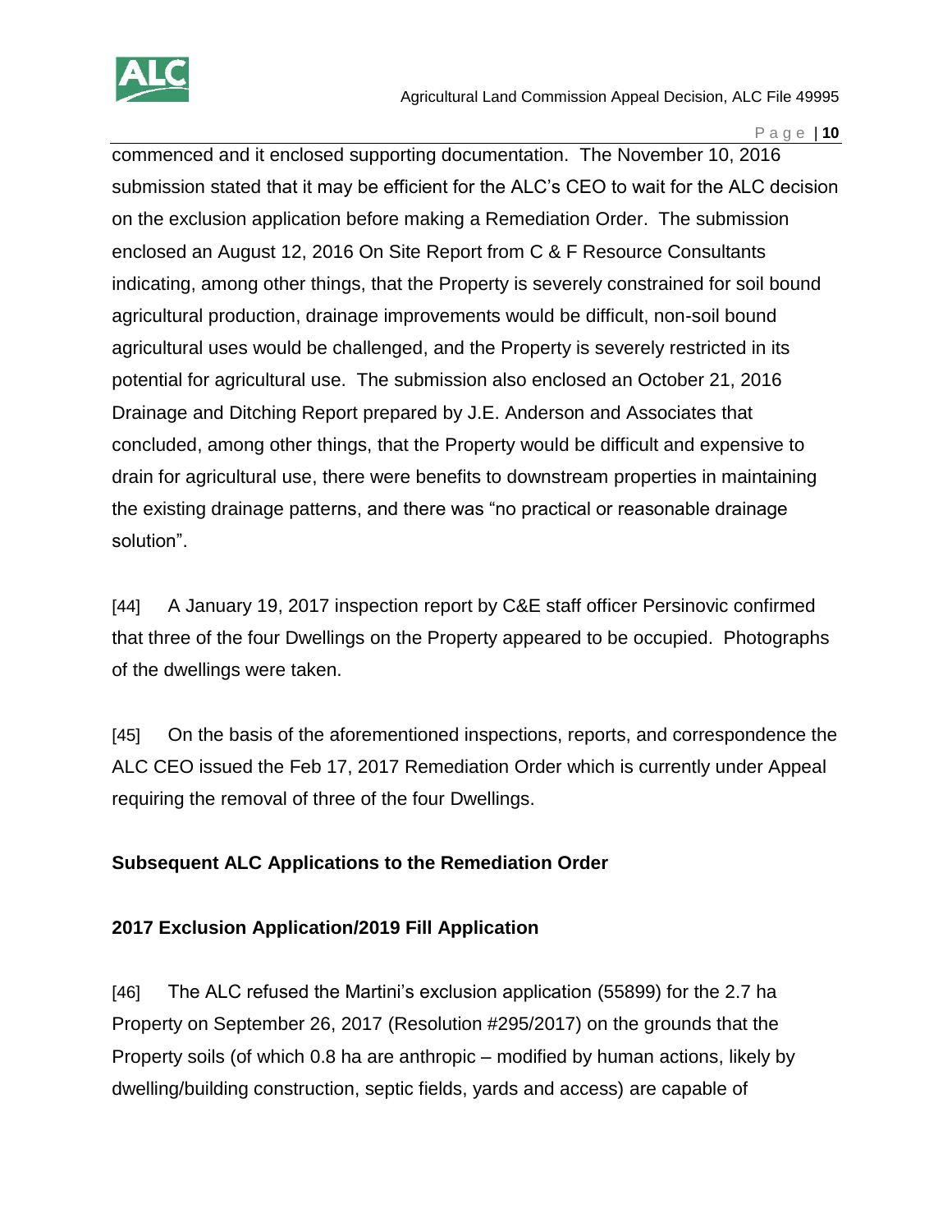commenced and it enclosed supporting documentation. The November 10, 2016 submission stated that it may be efficient for the ALC's CEO to wait for the ALC decision on the exclusion application before making a Remediation Order. The submission enclosed an August 12, 2016 On Site Report from C & F Resource Consultants indicating, among other things, that the Property is severely constrained for soil bound agricultural production, drainage improvements would be difficult, non-soil bound agricultural uses would be challenged, and the Property is severely restricted in its potential for agricultural use. The submission also enclosed an October 21, 2016 Drainage and Ditching Report prepared by J.E. Anderson and Associates that concluded, among other things, that the Property would be difficult and expensive to drain for agricultural use, there were benefits to downstream properties in maintaining the existing drainage patterns, and there was "no practical or reasonable drainage solution".

[44] A January 19, 2017 inspection report by C&E staff officer Persinovic confirmed that three of the four Dwellings on the Property appeared to be occupied. Photographs of the dwellings were taken.

[45] On the basis of the aforementioned inspections, reports, and correspondence the ALC CEO issued the Feb 17, 2017 Remediation Order which is currently under Appeal requiring the removal of three of the four Dwellings.

**Subsequent ALC Applications to the Remediation Order**

**2017 Exclusion Application/2019 Fill Application**

[46] The ALC refused the Martini's exclusion application (55899) for the 2.7 ha Property on September 26, 2017 (Resolution #295/2017) on the grounds that the Property soils (of which 0.8 ha are anthropic – modified by human actions, likely by dwelling/building construction, septic fields, yards and access) are capable of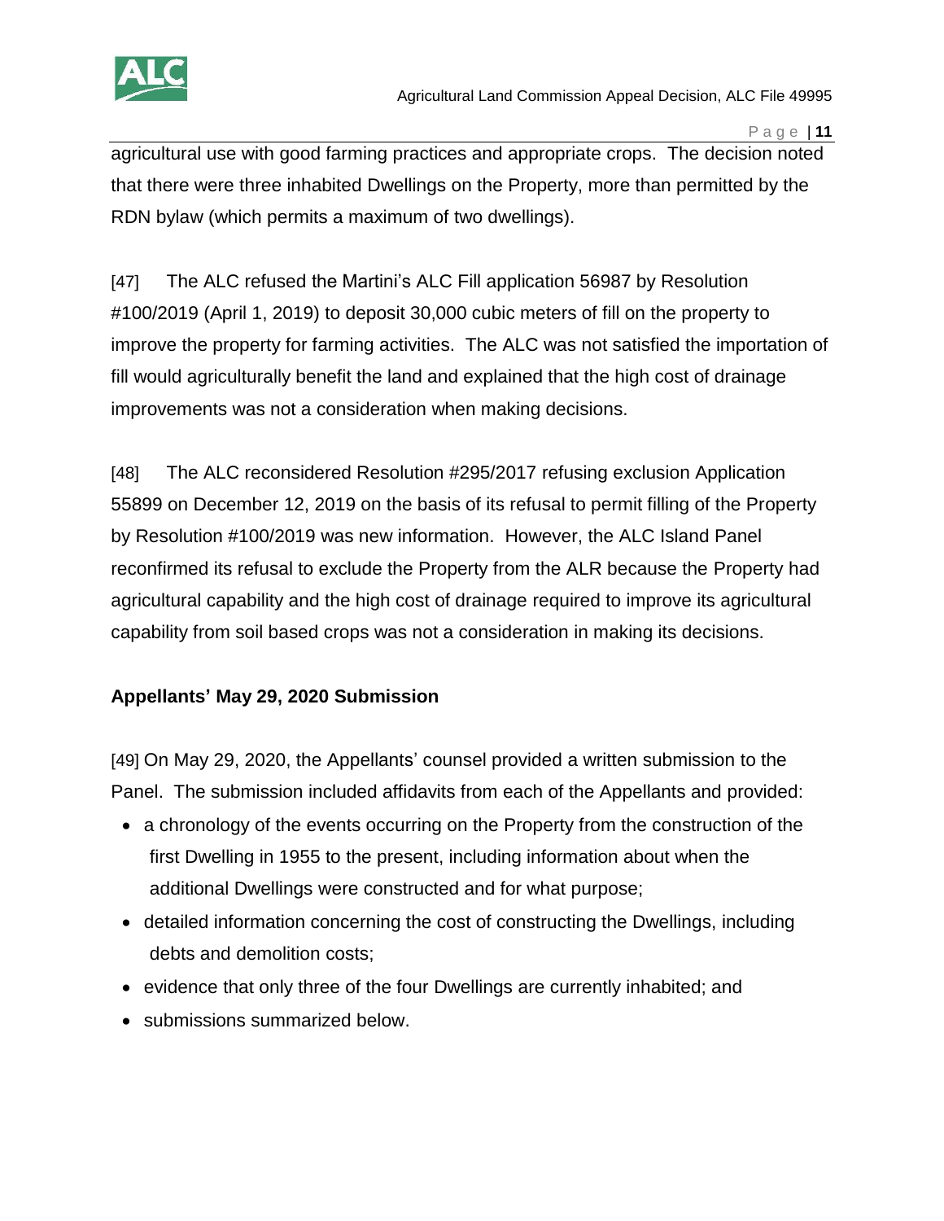agricultural use with good farming practices and appropriate crops. The decision noted that there were three inhabited Dwellings on the Property, more than permitted by the RDN bylaw (which permits a maximum of two dwellings).

[47] The ALC refused the Martini's ALC Fill application 56987 by Resolution #100/2019 (April 1, 2019) to deposit 30,000 cubic meters of fill on the property to improve the property for farming activities. The ALC was not satisfied the importation of fill would agriculturally benefit the land and explained that the high cost of drainage improvements was not a consideration when making decisions.

[48] The ALC reconsidered Resolution #295/2017 refusing exclusion Application 55899 on December 12, 2019 on the basis of its refusal to permit filling of the Property by Resolution #100/2019 was new information. However, the ALC Island Panel reconfirmed its refusal to exclude the Property from the ALR because the Property had agricultural capability and the high cost of drainage required to improve its agricultural capability from soil based crops was not a consideration in making its decisions.

**Appellants' May 29, 2020 Submission**

[49] On May 29, 2020, the Appellants' counsel provided a written submission to the Panel. The submission included affidavits from each of the Appellants and provided:

- a chronology of the events occurring on the Property from the construction of the first Dwelling in 1955 to the present, including information about when the additional Dwellings were constructed and for what purpose;
- detailed information concerning the cost of constructing the Dwellings, including debts and demolition costs;
- evidence that only three of the four Dwellings are currently inhabited; and
- submissions summarized below.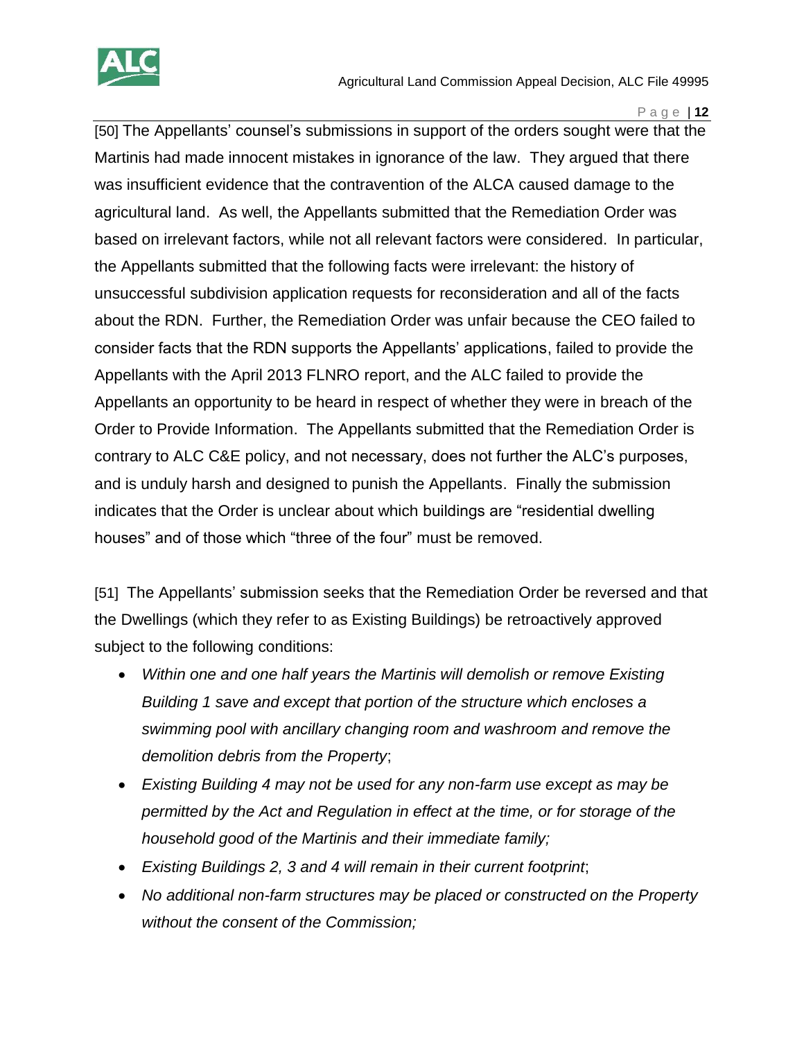[50] The Appellants' counsel's submissions in support of the orders sought were that the Martinis had made innocent mistakes in ignorance of the law. They argued that there was insufficient evidence that the contravention of the ALCA caused damage to the agricultural land. As well, the Appellants submitted that the Remediation Order was based on irrelevant factors, while not all relevant factors were considered. In particular, the Appellants submitted that the following facts were irrelevant: the history of unsuccessful subdivision application requests for reconsideration and all of the facts about the RDN. Further, the Remediation Order was unfair because the CEO failed to consider facts that the RDN supports the Appellants' applications, failed to provide the Appellants with the April 2013 FLNRO report, and the ALC failed to provide the Appellants an opportunity to be heard in respect of whether they were in breach of the Order to Provide Information. The Appellants submitted that the Remediation Order is contrary to ALC C&E policy, and not necessary, does not further the ALC's purposes, and is unduly harsh and designed to punish the Appellants. Finally the submission indicates that the Order is unclear about which buildings are "residential dwelling houses" and of those which "three of the four" must be removed.

[51] The Appellants' submission seeks that the Remediation Order be reversed and that the Dwellings (which they refer to as Existing Buildings) be retroactively approved subject to the following conditions:

- *Within one and one half years the Martinis will demolish or remove Existing Building 1 save and except that portion of the structure which encloses a swimming pool with ancillary changing room and washroom and remove the demolition debris from the Property*;
- *Existing Building 4 may not be used for any non-farm use except as may be permitted by the Act and Regulation in effect at the time, or for storage of the household good of the Martinis and their immediate family;*
- *Existing Buildings 2, 3 and 4 will remain in their current footprint*;
- *No additional non-farm structures may be placed or constructed on the Property without the consent of the Commission;*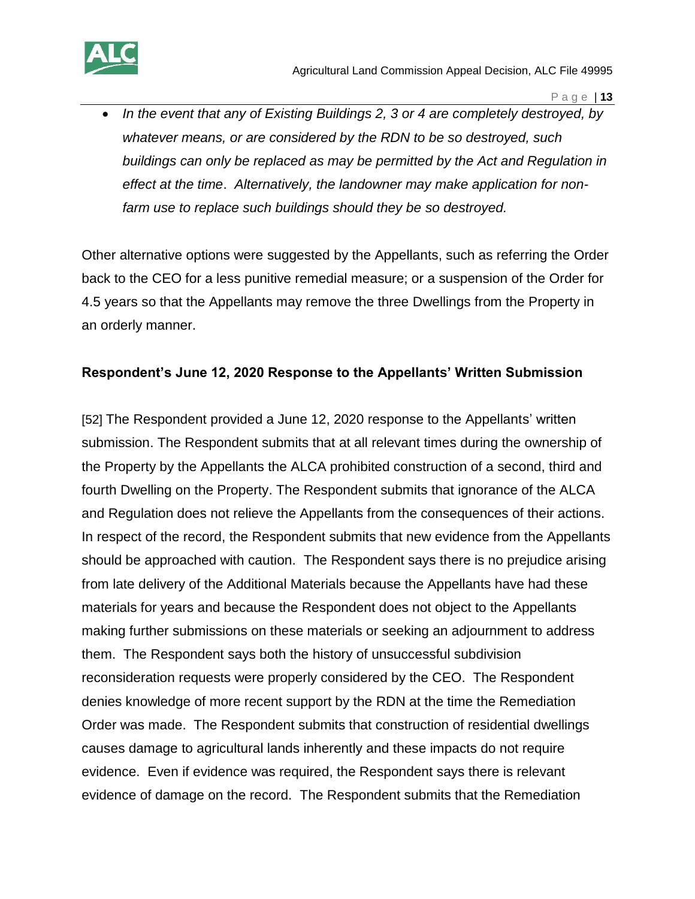- *In the event that any of Existing Buildings 2, 3 or 4 are completely destroyed, by whatever means, or are considered by the RDN to be so destroyed, such buildings can only be replaced as may be permitted by the Act and Regulation in effect at the time. Alternatively, the landowner may make application for non-farm use to replace such buildings should they be so destroyed.*

Other alternative options were suggested by the Appellants, such as referring the Order back to the CEO for a less punitive remedial measure; or a suspension of the Order for 4.5 years so that the Appellants may remove the three Dwellings from the Property in an orderly manner.

**Respondent's June 12, 2020 Response to the Appellants' Written Submission**

[52] The Respondent provided a June 12, 2020 response to the Appellants' written submission. The Respondent submits that at all relevant times during the ownership of the Property by the Appellants the ALCA prohibited construction of a second, third and fourth Dwelling on the Property. The Respondent submits that ignorance of the ALCA and Regulation does not relieve the Appellants from the consequences of their actions. In respect of the record, the Respondent submits that new evidence from the Appellants should be approached with caution. The Respondent says there is no prejudice arising from late delivery of the Additional Materials because the Appellants have had these materials for years and because the Respondent does not object to the Appellants making further submissions on these materials or seeking an adjournment to address them. The Respondent says both the history of unsuccessful subdivision reconsideration requests were properly considered by the CEO. The Respondent denies knowledge of more recent support by the RDN at the time the Remediation Order was made. The Respondent submits that construction of residential dwellings causes damage to agricultural lands inherently and these impacts do not require evidence. Even if evidence was required, the Respondent says there is relevant evidence of damage on the record. The Respondent submits that the Remediation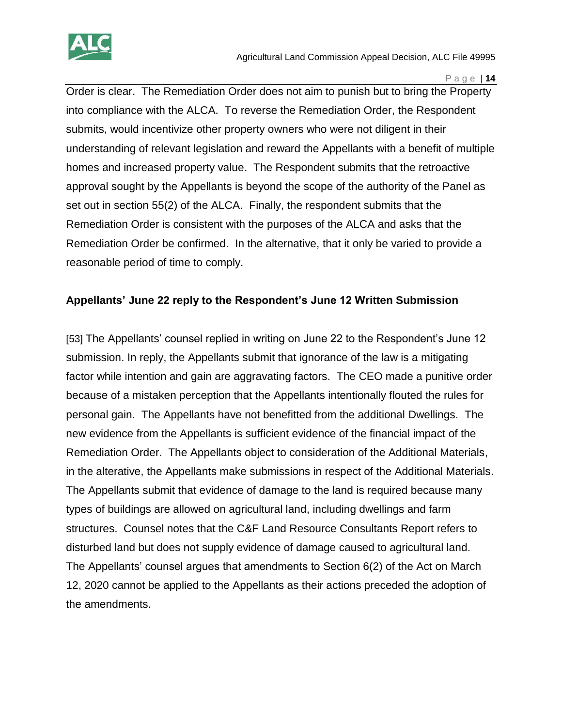Order is clear. The Remediation Order does not aim to punish but to bring the Property into compliance with the ALCA. To reverse the Remediation Order, the Respondent submits, would incentivize other property owners who were not diligent in their understanding of relevant legislation and reward the Appellants with a benefit of multiple homes and increased property value. The Respondent submits that the retroactive approval sought by the Appellants is beyond the scope of the authority of the Panel as set out in section 55(2) of the ALCA. Finally, the respondent submits that the Remediation Order is consistent with the purposes of the ALCA and asks that the Remediation Order be confirmed. In the alternative, that it only be varied to provide a reasonable period of time to comply.

**Appellants' June 22 reply to the Respondent's June 12 Written Submission**

[53] The Appellants' counsel replied in writing on June 22 to the Respondent's June 12 submission. In reply, the Appellants submit that ignorance of the law is a mitigating factor while intention and gain are aggravating factors. The CEO made a punitive order because of a mistaken perception that the Appellants intentionally flouted the rules for personal gain. The Appellants have not benefitted from the additional Dwellings. The new evidence from the Appellants is sufficient evidence of the financial impact of the Remediation Order. The Appellants object to consideration of the Additional Materials, in the alterative, the Appellants make submissions in respect of the Additional Materials. The Appellants submit that evidence of damage to the land is required because many types of buildings are allowed on agricultural land, including dwellings and farm structures. Counsel notes that the C&F Land Resource Consultants Report refers to disturbed land but does not supply evidence of damage caused to agricultural land. The Appellants' counsel argues that amendments to Section 6(2) of the Act on March 12, 2020 cannot be applied to the Appellants as their actions preceded the adoption of the amendments.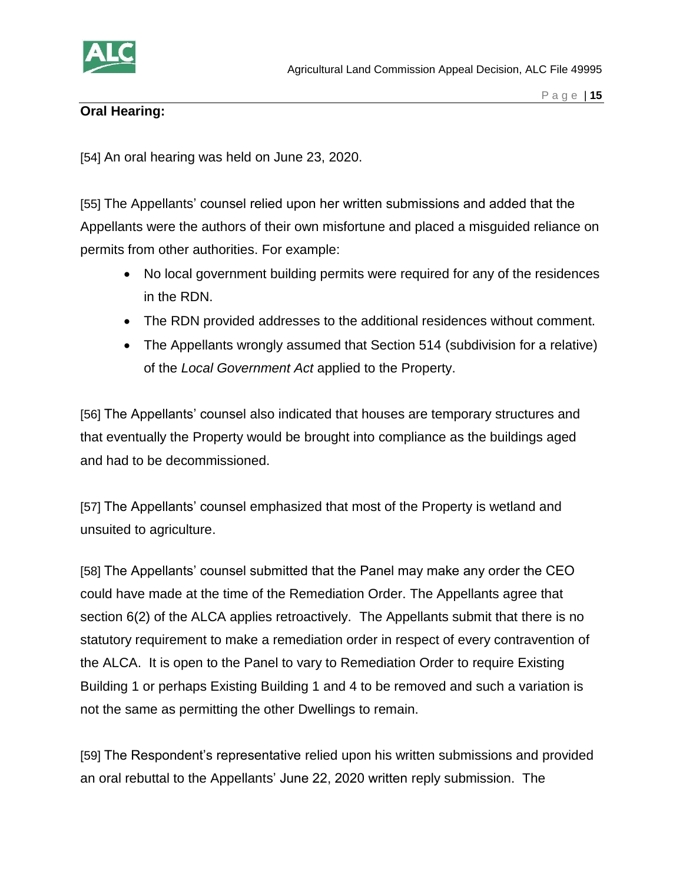**Oral Hearing:**

[54] An oral hearing was held on June 23, 2020.

[55] The Appellants' counsel relied upon her written submissions and added that the Appellants were the authors of their own misfortune and placed a misguided reliance on permits from other authorities. For example:

- No local government building permits were required for any of the residences in the RDN.
- The RDN provided addresses to the additional residences without comment.
- The Appellants wrongly assumed that Section 514 (subdivision for a relative) of the *Local Government Act* applied to the Property.

[56] The Appellants' counsel also indicated that houses are temporary structures and that eventually the Property would be brought into compliance as the buildings aged and had to be decommissioned.

[57] The Appellants' counsel emphasized that most of the Property is wetland and unsuited to agriculture.

[58] The Appellants' counsel submitted that the Panel may make any order the CEO could have made at the time of the Remediation Order. The Appellants agree that section 6(2) of the ALCA applies retroactively. The Appellants submit that there is no statutory requirement to make a remediation order in respect of every contravention of the ALCA. It is open to the Panel to vary to Remediation Order to require Existing Building 1 or perhaps Existing Building 1 and 4 to be removed and such a variation is not the same as permitting the other Dwellings to remain.

[59] The Respondent's representative relied upon his written submissions and provided an oral rebuttal to the Appellants' June 22, 2020 written reply submission. The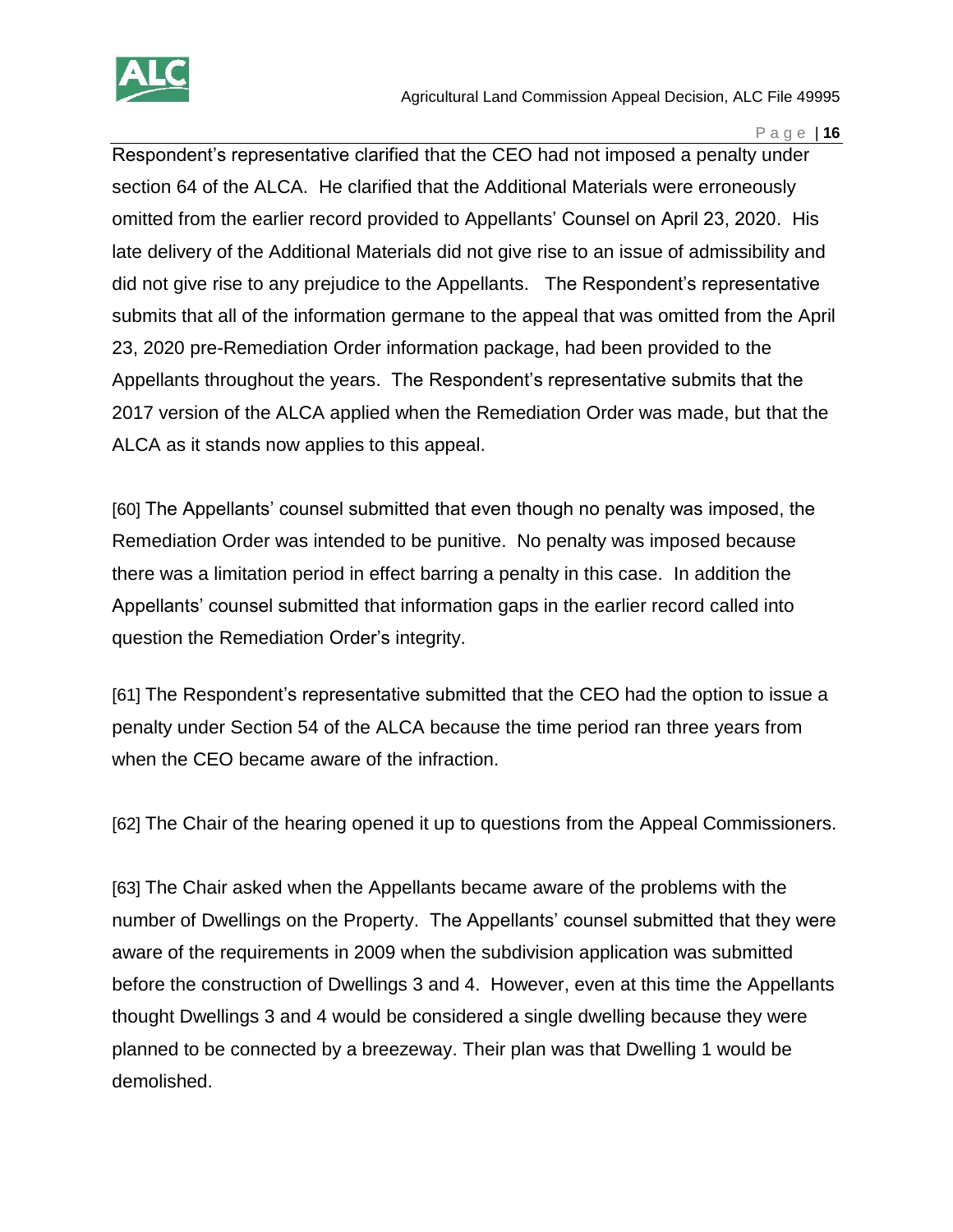Respondent's representative clarified that the CEO had not imposed a penalty under section 64 of the ALCA. He clarified that the Additional Materials were erroneously omitted from the earlier record provided to Appellants' Counsel on April 23, 2020. His late delivery of the Additional Materials did not give rise to an issue of admissibility and did not give rise to any prejudice to the Appellants. The Respondent's representative submits that all of the information germane to the appeal that was omitted from the April 23, 2020 pre-Remediation Order information package, had been provided to the Appellants throughout the years. The Respondent's representative submits that the 2017 version of the ALCA applied when the Remediation Order was made, but that the ALCA as it stands now applies to this appeal.

[60] The Appellants' counsel submitted that even though no penalty was imposed, the Remediation Order was intended to be punitive. No penalty was imposed because there was a limitation period in effect barring a penalty in this case. In addition the Appellants' counsel submitted that information gaps in the earlier record called into question the Remediation Order's integrity.

[61] The Respondent's representative submitted that the CEO had the option to issue a penalty under Section 54 of the ALCA because the time period ran three years from when the CEO became aware of the infraction.

[62] The Chair of the hearing opened it up to questions from the Appeal Commissioners.

[63] The Chair asked when the Appellants became aware of the problems with the number of Dwellings on the Property. The Appellants' counsel submitted that they were aware of the requirements in 2009 when the subdivision application was submitted before the construction of Dwellings 3 and 4. However, even at this time the Appellants thought Dwellings 3 and 4 would be considered a single dwelling because they were planned to be connected by a breezeway. Their plan was that Dwelling 1 would be demolished.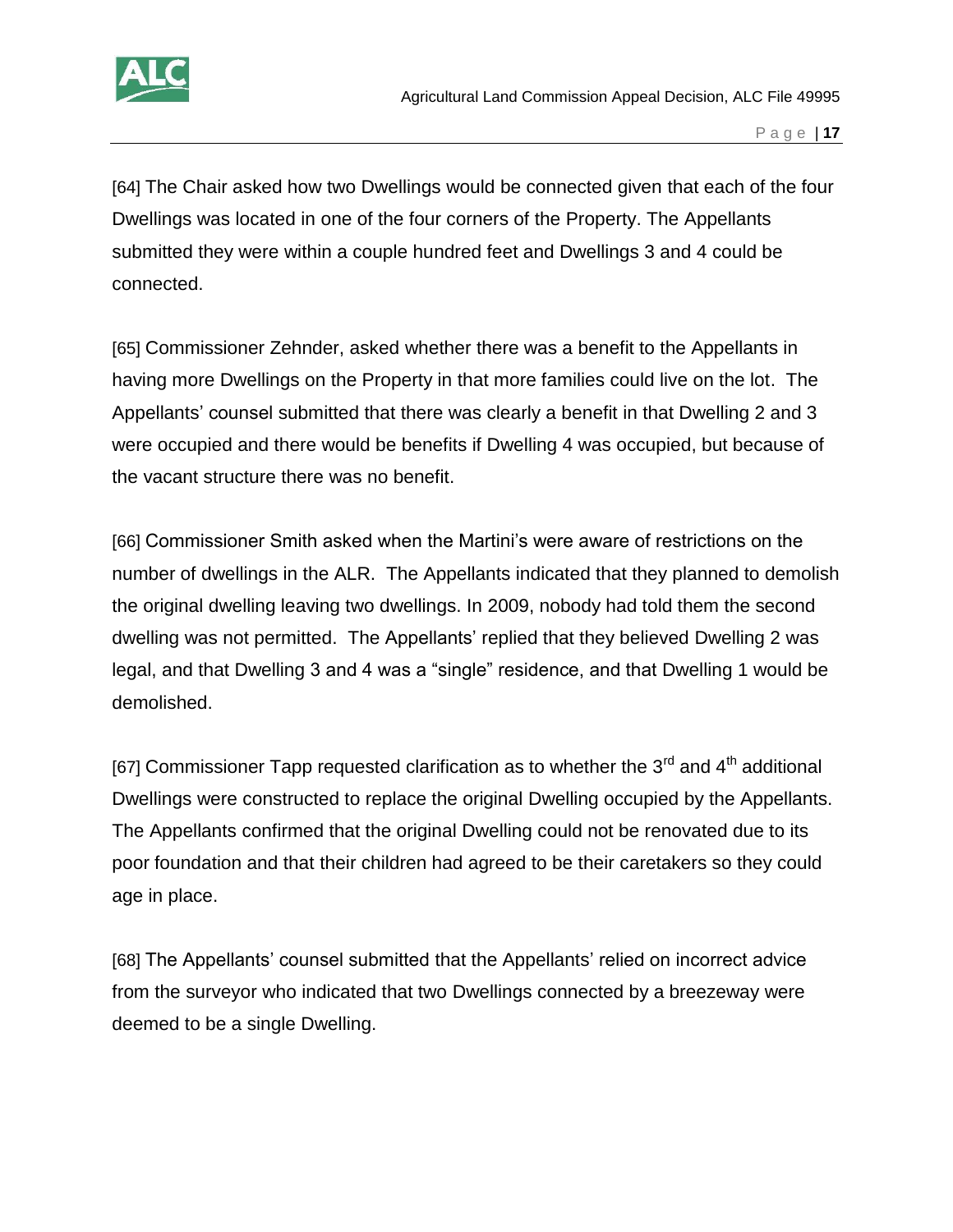[64] The Chair asked how two Dwellings would be connected given that each of the four Dwellings was located in one of the four corners of the Property. The Appellants submitted they were within a couple hundred feet and Dwellings 3 and 4 could be connected.

[65] Commissioner Zehnder, asked whether there was a benefit to the Appellants in having more Dwellings on the Property in that more families could live on the lot. The Appellants' counsel submitted that there was clearly a benefit in that Dwelling 2 and 3 were occupied and there would be benefits if Dwelling 4 was occupied, but because of the vacant structure there was no benefit.

[66] Commissioner Smith asked when the Martini's were aware of restrictions on the number of dwellings in the ALR. The Appellants indicated that they planned to demolish the original dwelling leaving two dwellings. In 2009, nobody had told them the second dwelling was not permitted. The Appellants' replied that they believed Dwelling 2 was legal, and that Dwelling 3 and 4 was a "single" residence, and that Dwelling 1 would be demolished.

[67] Commissioner Tapp requested clarification as to whether the 3rd and 4th additional Dwellings were constructed to replace the original Dwelling occupied by the Appellants. The Appellants confirmed that the original Dwelling could not be renovated due to its poor foundation and that their children had agreed to be their caretakers so they could age in place.

[68] The Appellants' counsel submitted that the Appellants' relied on incorrect advice from the surveyor who indicated that two Dwellings connected by a breezeway were deemed to be a single Dwelling.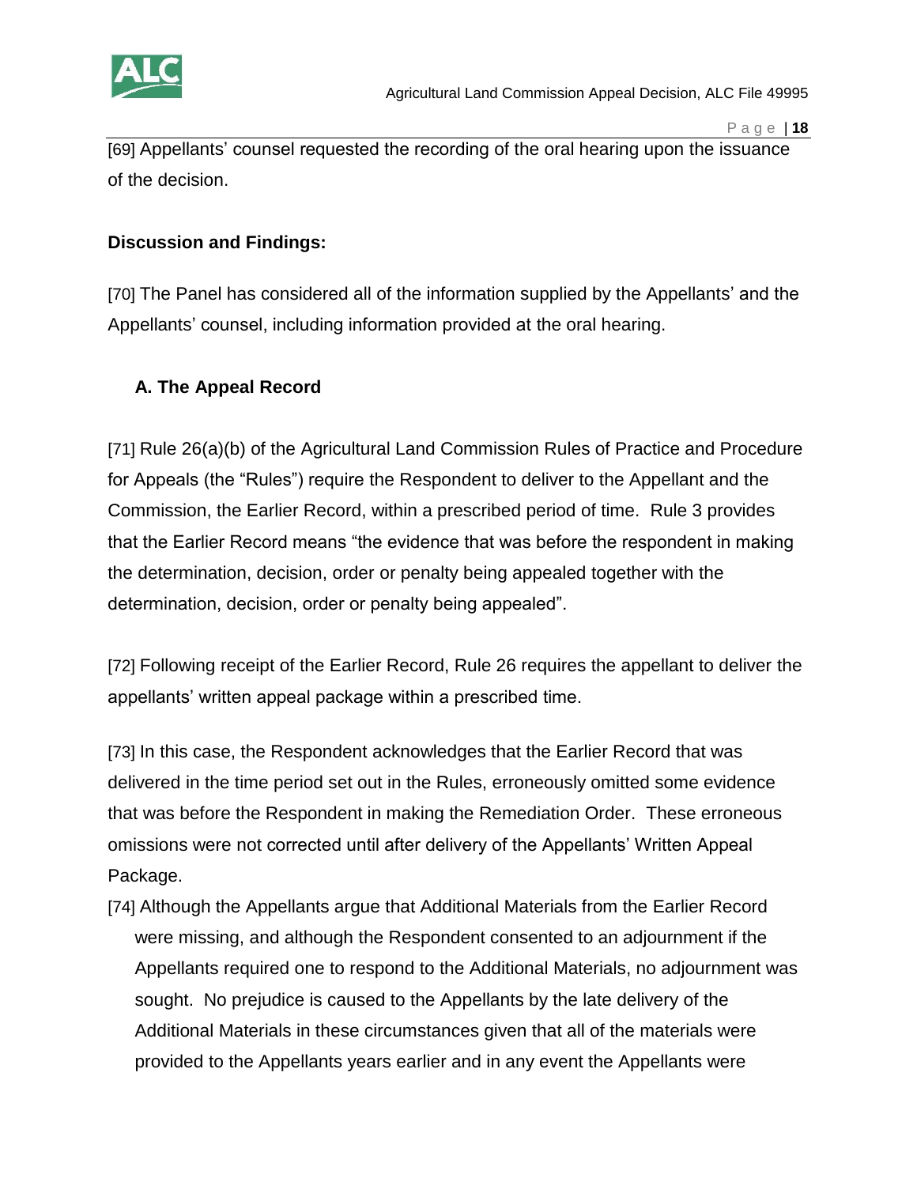[69] Appellants' counsel requested the recording of the oral hearing upon the issuance of the decision.

**Discussion and Findings:**

[70] The Panel has considered all of the information supplied by the Appellants' and the Appellants' counsel, including information provided at the oral hearing.

**A. The Appeal Record**

[71] Rule 26(a)(b) of the Agricultural Land Commission Rules of Practice and Procedure for Appeals (the "Rules") require the Respondent to deliver to the Appellant and the Commission, the Earlier Record, within a prescribed period of time. Rule 3 provides that the Earlier Record means "the evidence that was before the respondent in making the determination, decision, order or penalty being appealed together with the determination, decision, order or penalty being appealed".

[72] Following receipt of the Earlier Record, Rule 26 requires the appellant to deliver the appellants' written appeal package within a prescribed time.

[73] In this case, the Respondent acknowledges that the Earlier Record that was delivered in the time period set out in the Rules, erroneously omitted some evidence that was before the Respondent in making the Remediation Order. These erroneous omissions were not corrected until after delivery of the Appellants' Written Appeal Package.

[74] Although the Appellants argue that Additional Materials from the Earlier Record were missing, and although the Respondent consented to an adjournment if the Appellants required one to respond to the Additional Materials, no adjournment was sought. No prejudice is caused to the Appellants by the late delivery of the Additional Materials in these circumstances given that all of the materials were provided to the Appellants years earlier and in any event the Appellants were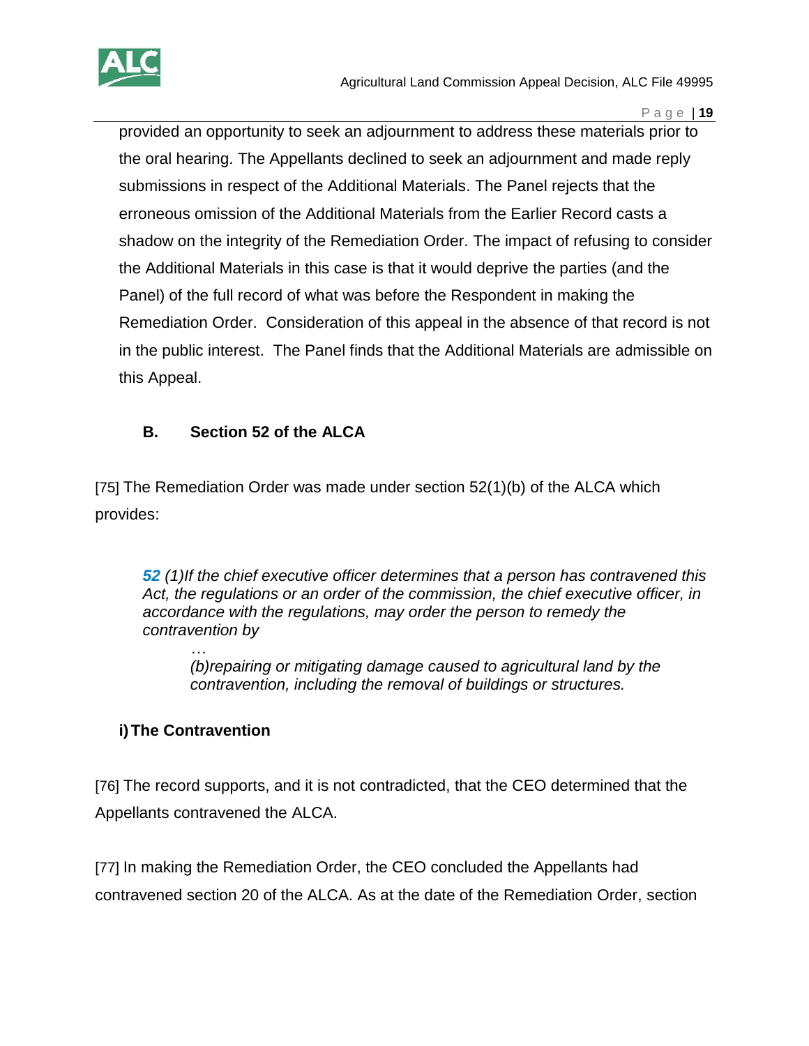provided an opportunity to seek an adjournment to address these materials prior to the oral hearing. The Appellants declined to seek an adjournment and made reply submissions in respect of the Additional Materials. The Panel rejects that the erroneous omission of the Additional Materials from the Earlier Record casts a shadow on the integrity of the Remediation Order. The impact of refusing to consider the Additional Materials in this case is that it would deprive the parties (and the Panel) of the full record of what was before the Respondent in making the Remediation Order. Consideration of this appeal in the absence of that record is not in the public interest. The Panel finds that the Additional Materials are admissible on this Appeal.

## B. Section 52 of the ALCA

[75] The Remediation Order was made under section 52(1)(b) of the ALCA which provides:

> ***52*** *(1)If the chief executive officer determines that a person has contravened this Act, the regulations or an order of the commission, the chief executive officer, in accordance with the regulations, may order the person to remedy the contravention by*
>
> > *…*
> >
> > *(b)repairing or mitigating damage caused to agricultural land by the contravention, including the removal of buildings or structures.*

### i) The Contravention

[76] The record supports, and it is not contradicted, that the CEO determined that the Appellants contravened the ALCA.

[77] In making the Remediation Order, the CEO concluded the Appellants had contravened section 20 of the ALCA. As at the date of the Remediation Order, section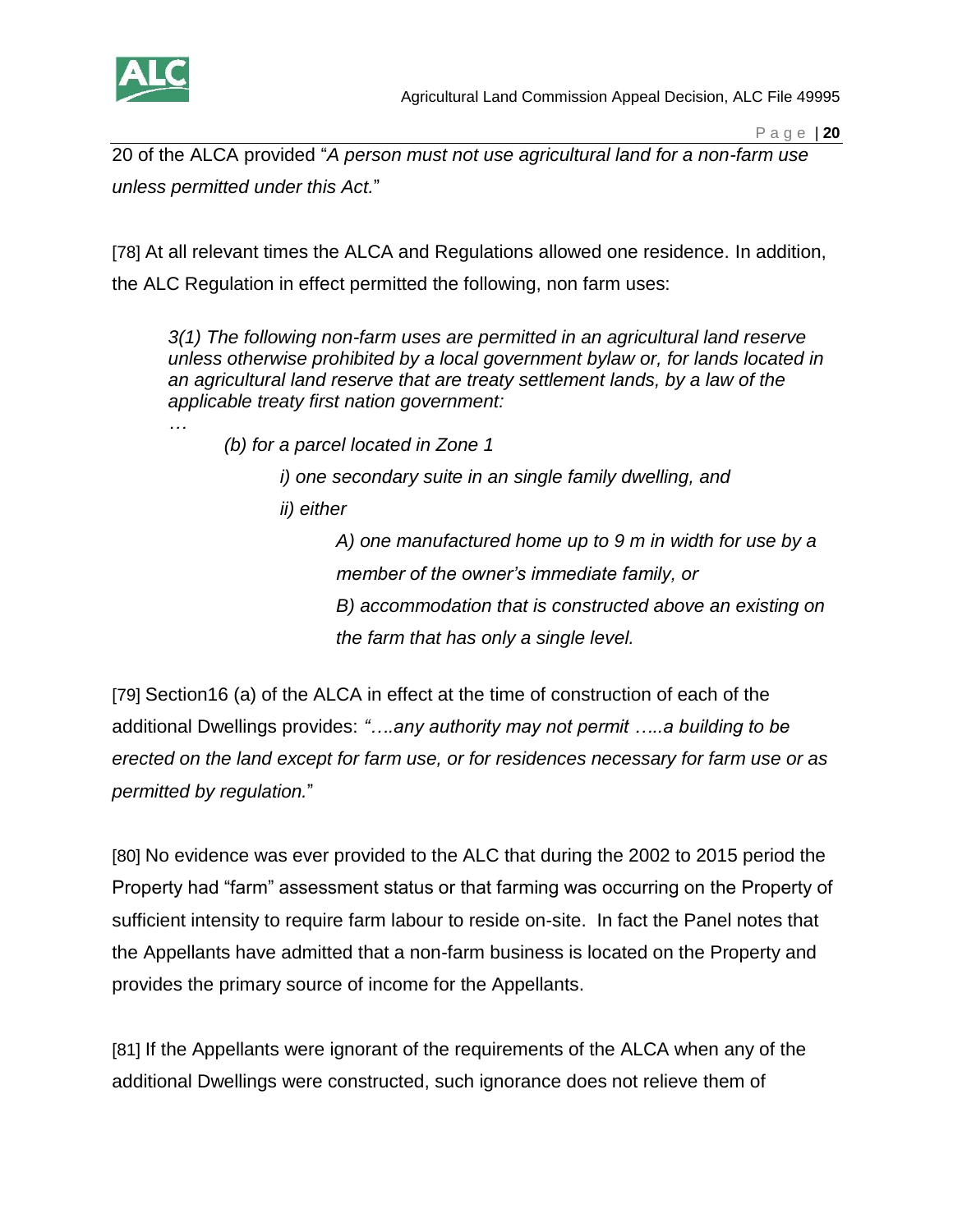20 of the ALCA provided "*A person must not use agricultural land for a non-farm use unless permitted under this Act.*"

[78] At all relevant times the ALCA and Regulations allowed one residence. In addition, the ALC Regulation in effect permitted the following, non farm uses:

> *3(1) The following non-farm uses are permitted in an agricultural land reserve unless otherwise prohibited by a local government bylaw or, for lands located in an agricultural land reserve that are treaty settlement lands, by a law of the applicable treaty first nation government:*
>
> *…*
>
> *(b) for a parcel located in Zone 1*
>
> *i) one secondary suite in an single family dwelling, and*
>
> *ii) either*
>
> *A) one manufactured home up to 9 m in width for use by a member of the owner's immediate family, or*
>
> *B) accommodation that is constructed above an existing on the farm that has only a single level.*

[79] Section16 (a) of the ALCA in effect at the time of construction of each of the additional Dwellings provides: *"….any authority may not permit …..a building to be erected on the land except for farm use, or for residences necessary for farm use or as permitted by regulation.*"

[80] No evidence was ever provided to the ALC that during the 2002 to 2015 period the Property had "farm" assessment status or that farming was occurring on the Property of sufficient intensity to require farm labour to reside on-site. In fact the Panel notes that the Appellants have admitted that a non-farm business is located on the Property and provides the primary source of income for the Appellants.

[81] If the Appellants were ignorant of the requirements of the ALCA when any of the additional Dwellings were constructed, such ignorance does not relieve them of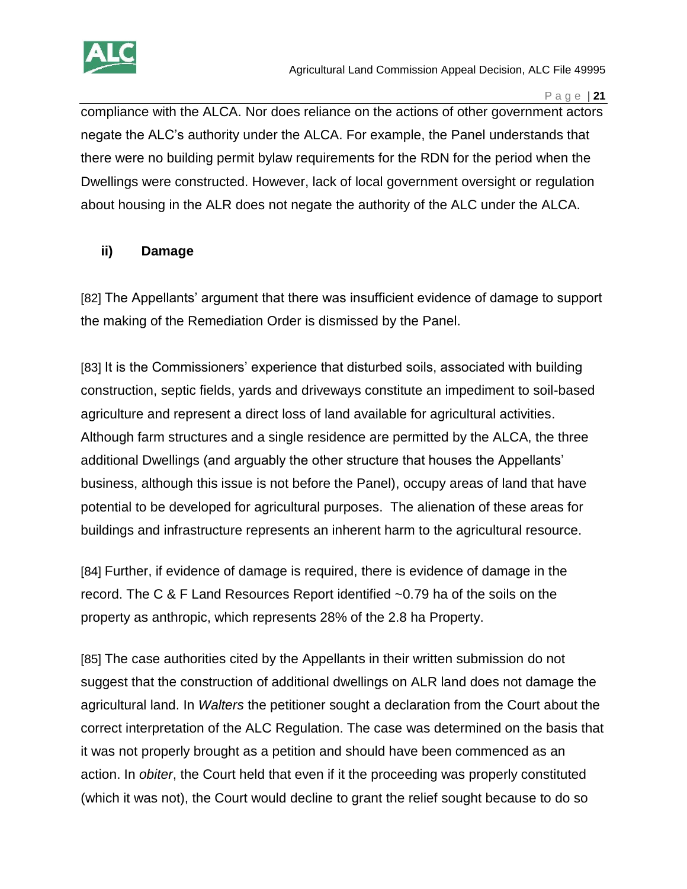compliance with the ALCA. Nor does reliance on the actions of other government actors negate the ALC's authority under the ALCA. For example, the Panel understands that there were no building permit bylaw requirements for the RDN for the period when the Dwellings were constructed. However, lack of local government oversight or regulation about housing in the ALR does not negate the authority of the ALC under the ALCA.

### ii) Damage

[82] The Appellants' argument that there was insufficient evidence of damage to support the making of the Remediation Order is dismissed by the Panel.

[83] It is the Commissioners' experience that disturbed soils, associated with building construction, septic fields, yards and driveways constitute an impediment to soil-based agriculture and represent a direct loss of land available for agricultural activities. Although farm structures and a single residence are permitted by the ALCA, the three additional Dwellings (and arguably the other structure that houses the Appellants' business, although this issue is not before the Panel), occupy areas of land that have potential to be developed for agricultural purposes. The alienation of these areas for buildings and infrastructure represents an inherent harm to the agricultural resource.

[84] Further, if evidence of damage is required, there is evidence of damage in the record. The C & F Land Resources Report identified ~0.79 ha of the soils on the property as anthropic, which represents 28% of the 2.8 ha Property.

[85] The case authorities cited by the Appellants in their written submission do not suggest that the construction of additional dwellings on ALR land does not damage the agricultural land. In *Walters* the petitioner sought a declaration from the Court about the correct interpretation of the ALC Regulation. The case was determined on the basis that it was not properly brought as a petition and should have been commenced as an action. In *obiter*, the Court held that even if it the proceeding was properly constituted (which it was not), the Court would decline to grant the relief sought because to do so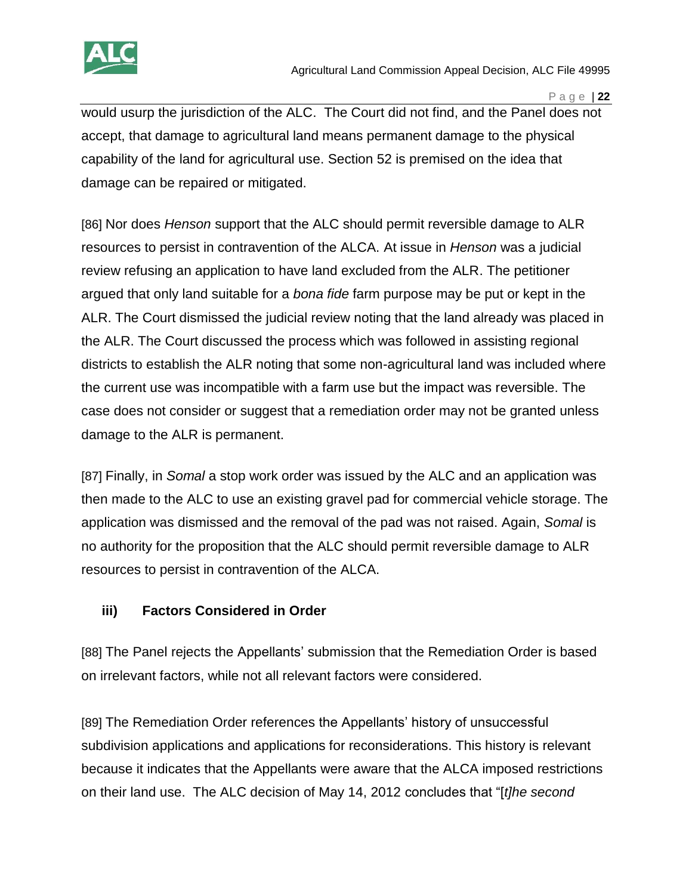would usurp the jurisdiction of the ALC. The Court did not find, and the Panel does not accept, that damage to agricultural land means permanent damage to the physical capability of the land for agricultural use. Section 52 is premised on the idea that damage can be repaired or mitigated.

[86] Nor does *Henson* support that the ALC should permit reversible damage to ALR resources to persist in contravention of the ALCA. At issue in *Henson* was a judicial review refusing an application to have land excluded from the ALR. The petitioner argued that only land suitable for a *bona fide* farm purpose may be put or kept in the ALR. The Court dismissed the judicial review noting that the land already was placed in the ALR. The Court discussed the process which was followed in assisting regional districts to establish the ALR noting that some non-agricultural land was included where the current use was incompatible with a farm use but the impact was reversible. The case does not consider or suggest that a remediation order may not be granted unless damage to the ALR is permanent.

[87] Finally, in *Somal* a stop work order was issued by the ALC and an application was then made to the ALC to use an existing gravel pad for commercial vehicle storage. The application was dismissed and the removal of the pad was not raised. Again, *Somal* is no authority for the proposition that the ALC should permit reversible damage to ALR resources to persist in contravention of the ALCA.

### iii) Factors Considered in Order

[88] The Panel rejects the Appellants' submission that the Remediation Order is based on irrelevant factors, while not all relevant factors were considered.

[89] The Remediation Order references the Appellants' history of unsuccessful subdivision applications and applications for reconsiderations. This history is relevant because it indicates that the Appellants were aware that the ALCA imposed restrictions on their land use. The ALC decision of May 14, 2012 concludes that "[*t]he second*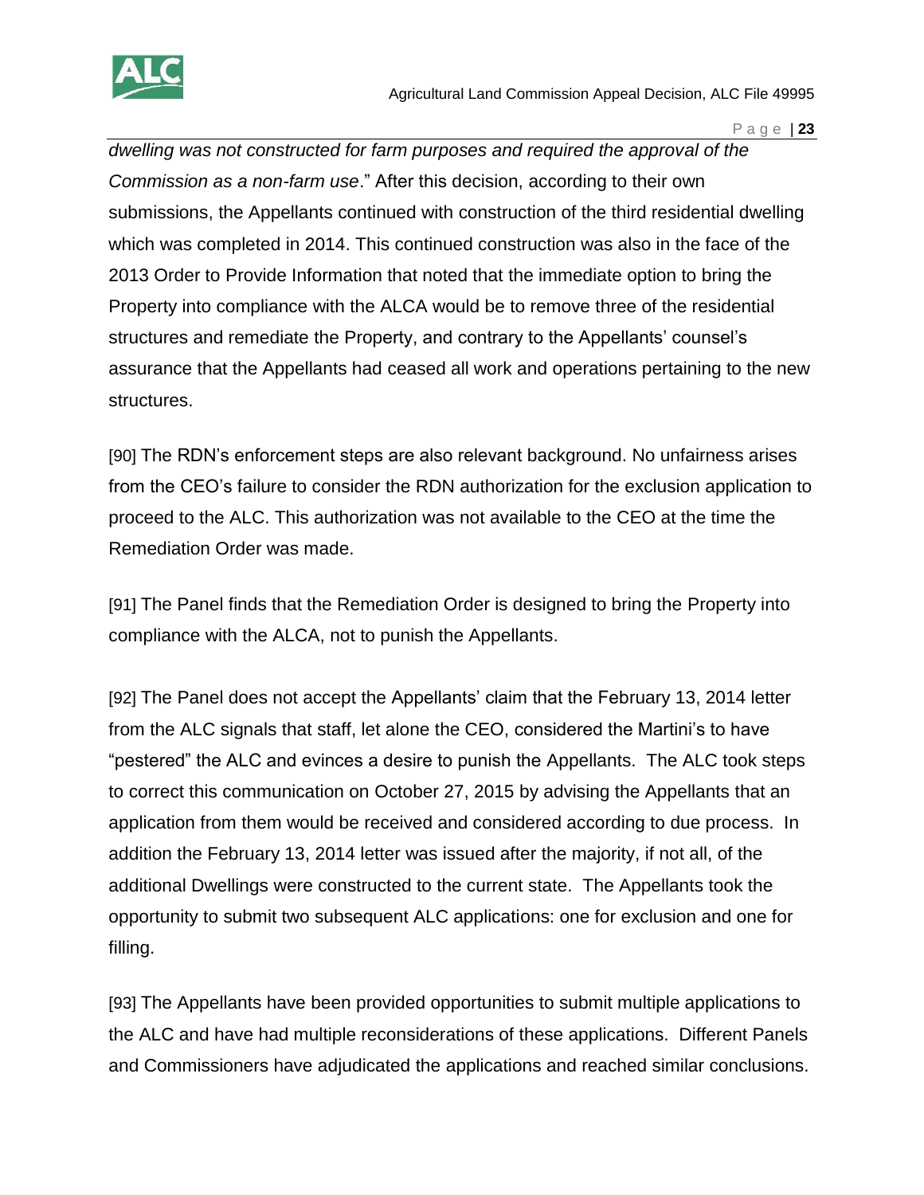*dwelling was not constructed for farm purposes and required the approval of the Commission as a non-farm use*." After this decision, according to their own submissions, the Appellants continued with construction of the third residential dwelling which was completed in 2014. This continued construction was also in the face of the 2013 Order to Provide Information that noted that the immediate option to bring the Property into compliance with the ALCA would be to remove three of the residential structures and remediate the Property, and contrary to the Appellants' counsel's assurance that the Appellants had ceased all work and operations pertaining to the new structures.

[90] The RDN's enforcement steps are also relevant background. No unfairness arises from the CEO's failure to consider the RDN authorization for the exclusion application to proceed to the ALC. This authorization was not available to the CEO at the time the Remediation Order was made.

[91] The Panel finds that the Remediation Order is designed to bring the Property into compliance with the ALCA, not to punish the Appellants.

[92] The Panel does not accept the Appellants' claim that the February 13, 2014 letter from the ALC signals that staff, let alone the CEO, considered the Martini's to have "pestered" the ALC and evinces a desire to punish the Appellants. The ALC took steps to correct this communication on October 27, 2015 by advising the Appellants that an application from them would be received and considered according to due process. In addition the February 13, 2014 letter was issued after the majority, if not all, of the additional Dwellings were constructed to the current state. The Appellants took the opportunity to submit two subsequent ALC applications: one for exclusion and one for filling.

[93] The Appellants have been provided opportunities to submit multiple applications to the ALC and have had multiple reconsiderations of these applications. Different Panels and Commissioners have adjudicated the applications and reached similar conclusions.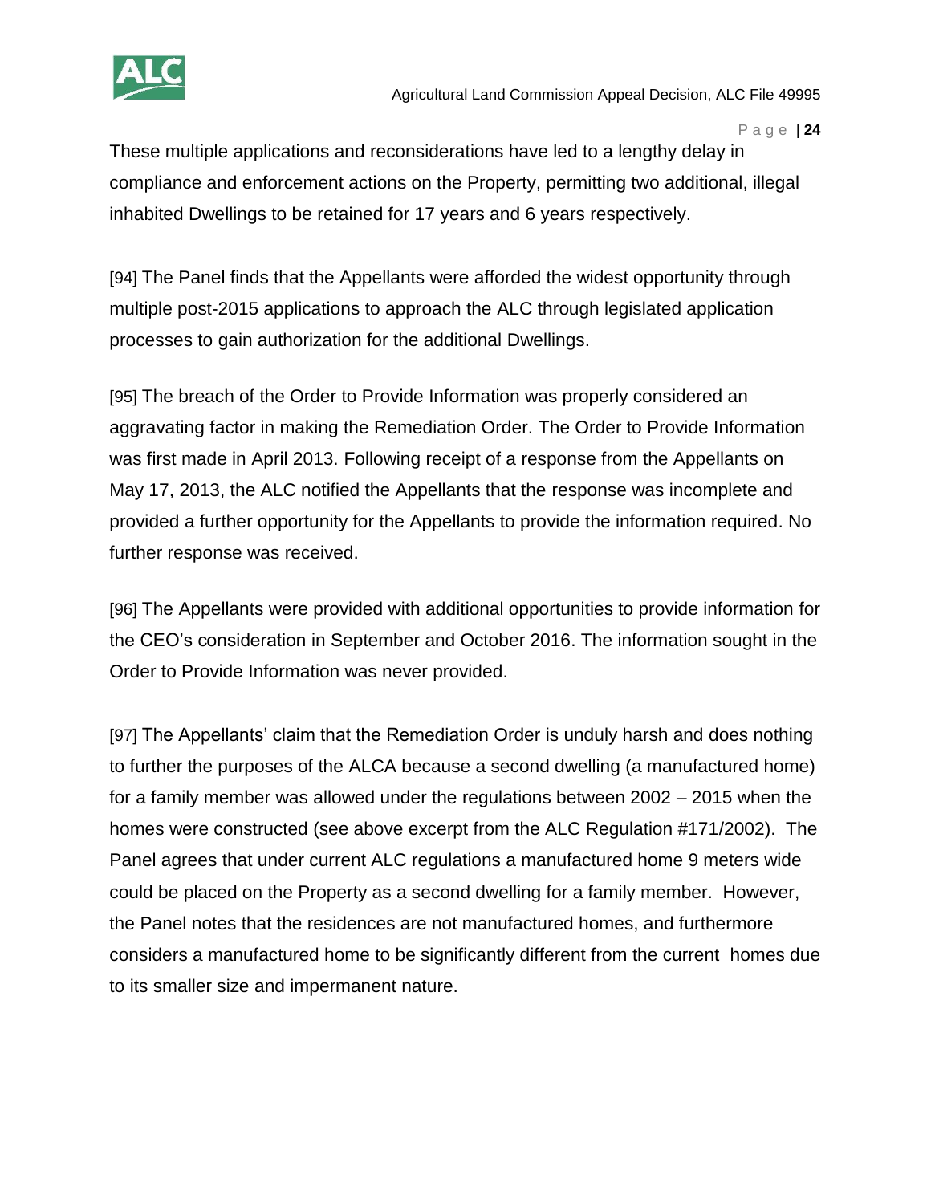These multiple applications and reconsiderations have led to a lengthy delay in compliance and enforcement actions on the Property, permitting two additional, illegal inhabited Dwellings to be retained for 17 years and 6 years respectively.

[94] The Panel finds that the Appellants were afforded the widest opportunity through multiple post-2015 applications to approach the ALC through legislated application processes to gain authorization for the additional Dwellings.

[95] The breach of the Order to Provide Information was properly considered an aggravating factor in making the Remediation Order. The Order to Provide Information was first made in April 2013. Following receipt of a response from the Appellants on May 17, 2013, the ALC notified the Appellants that the response was incomplete and provided a further opportunity for the Appellants to provide the information required. No further response was received.

[96] The Appellants were provided with additional opportunities to provide information for the CEO's consideration in September and October 2016. The information sought in the Order to Provide Information was never provided.

[97] The Appellants' claim that the Remediation Order is unduly harsh and does nothing to further the purposes of the ALCA because a second dwelling (a manufactured home) for a family member was allowed under the regulations between 2002 – 2015 when the homes were constructed (see above excerpt from the ALC Regulation #171/2002). The Panel agrees that under current ALC regulations a manufactured home 9 meters wide could be placed on the Property as a second dwelling for a family member. However, the Panel notes that the residences are not manufactured homes, and furthermore considers a manufactured home to be significantly different from the current homes due to its smaller size and impermanent nature.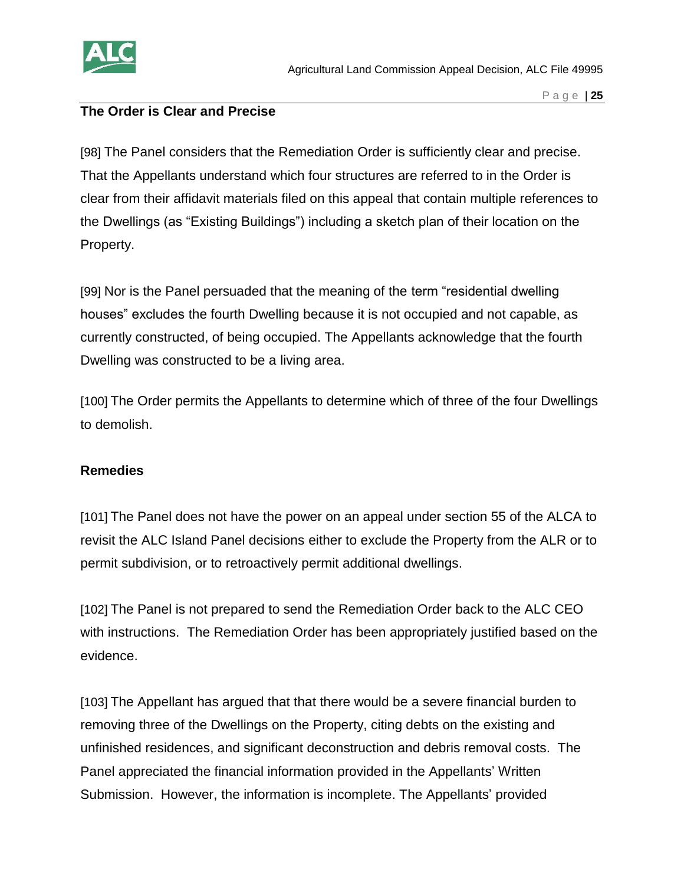**The Order is Clear and Precise**

[98] The Panel considers that the Remediation Order is sufficiently clear and precise. That the Appellants understand which four structures are referred to in the Order is clear from their affidavit materials filed on this appeal that contain multiple references to the Dwellings (as "Existing Buildings") including a sketch plan of their location on the Property.

[99] Nor is the Panel persuaded that the meaning of the term "residential dwelling houses" excludes the fourth Dwelling because it is not occupied and not capable, as currently constructed, of being occupied. The Appellants acknowledge that the fourth Dwelling was constructed to be a living area.

[100] The Order permits the Appellants to determine which of three of the four Dwellings to demolish.

**Remedies**

[101] The Panel does not have the power on an appeal under section 55 of the ALCA to revisit the ALC Island Panel decisions either to exclude the Property from the ALR or to permit subdivision, or to retroactively permit additional dwellings.

[102] The Panel is not prepared to send the Remediation Order back to the ALC CEO with instructions. The Remediation Order has been appropriately justified based on the evidence.

[103] The Appellant has argued that that there would be a severe financial burden to removing three of the Dwellings on the Property, citing debts on the existing and unfinished residences, and significant deconstruction and debris removal costs. The Panel appreciated the financial information provided in the Appellants' Written Submission. However, the information is incomplete. The Appellants' provided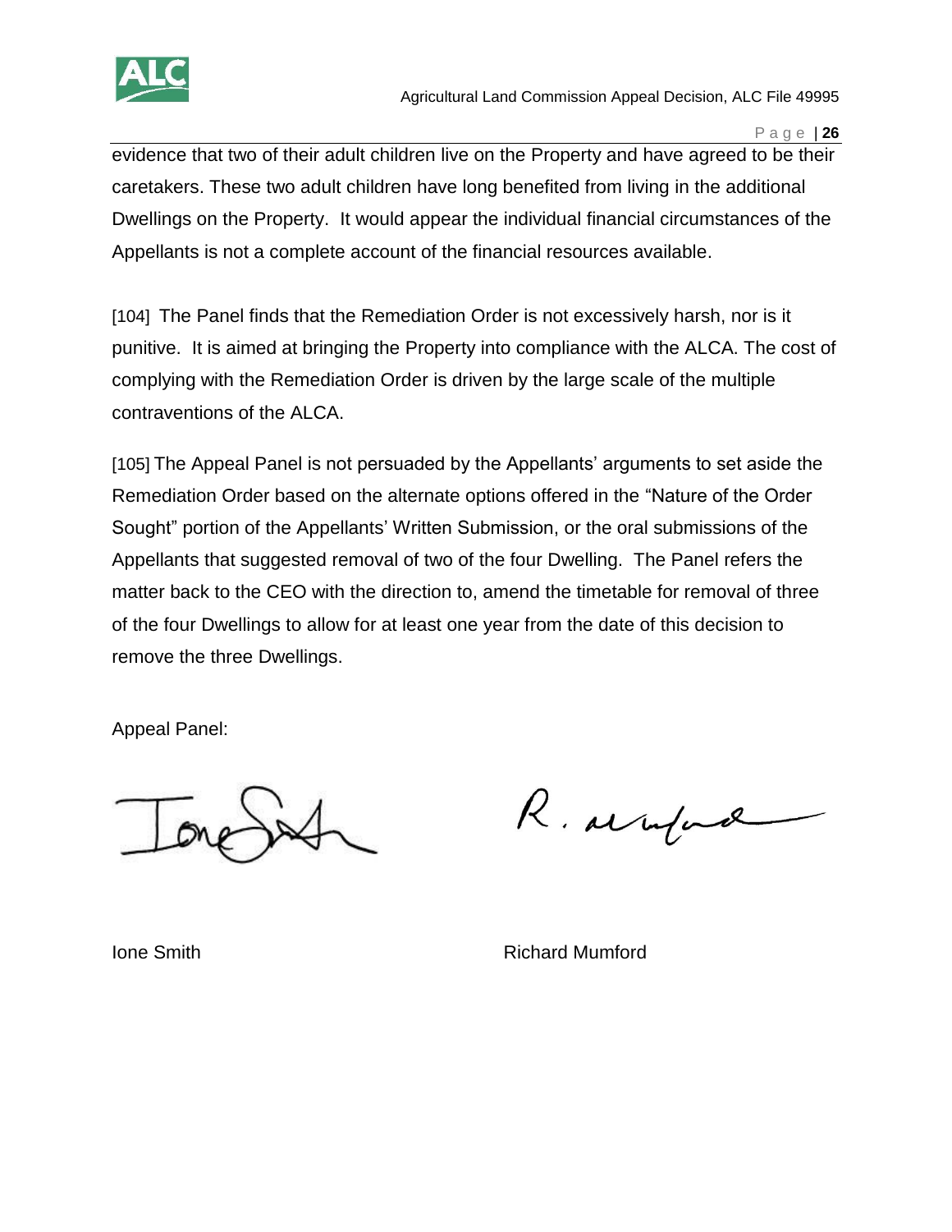evidence that two of their adult children live on the Property and have agreed to be their caretakers. These two adult children have long benefited from living in the additional Dwellings on the Property. It would appear the individual financial circumstances of the Appellants is not a complete account of the financial resources available.

[104] The Panel finds that the Remediation Order is not excessively harsh, nor is it punitive. It is aimed at bringing the Property into compliance with the ALCA. The cost of complying with the Remediation Order is driven by the large scale of the multiple contraventions of the ALCA.

[105] The Appeal Panel is not persuaded by the Appellants' arguments to set aside the Remediation Order based on the alternate options offered in the "Nature of the Order Sought" portion of the Appellants' Written Submission, or the oral submissions of the Appellants that suggested removal of two of the four Dwelling. The Panel refers the matter back to the CEO with the direction to, amend the timetable for removal of three of the four Dwellings to allow for at least one year from the date of this decision to remove the three Dwellings.

Appeal Panel:

Ione Smith

Richard Mumford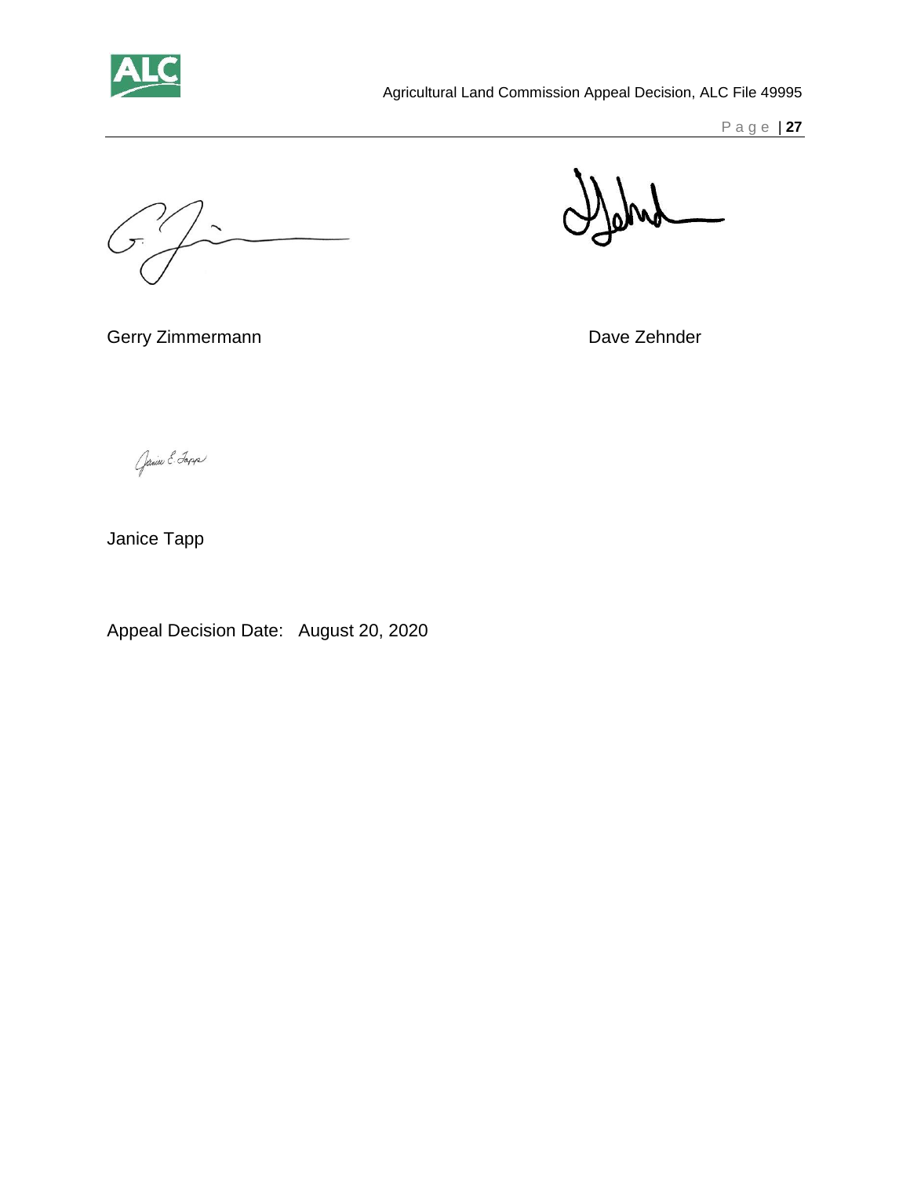Gerry Zimmermann

Dave Zehnder

Janice Tapp

Appeal Decision Date: August 20, 2020